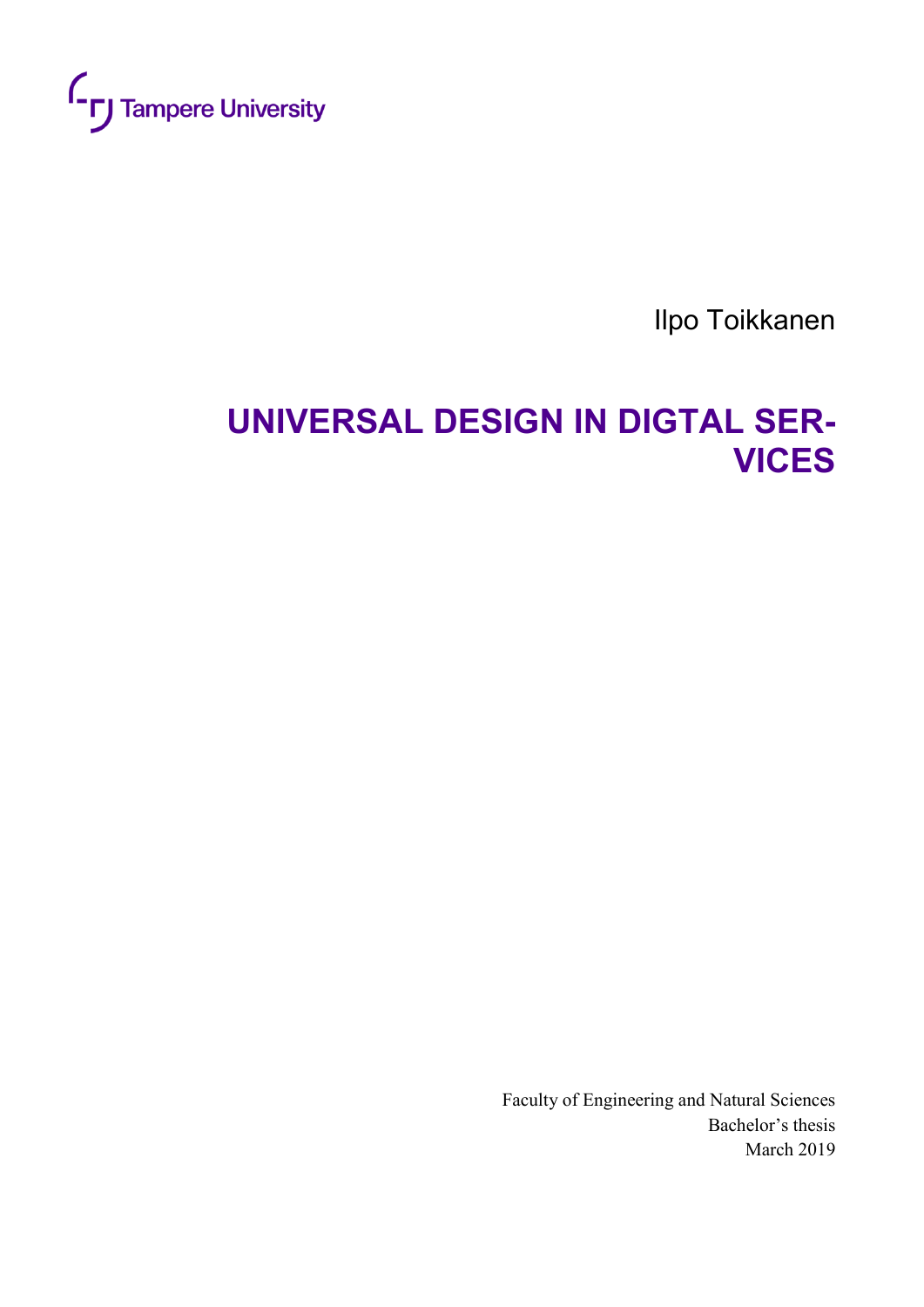Tampere University

Ilpo Toikkanen

# UNIVERSAL DESIGN IN DIGTAL SERVICES

Faculty of Engineering and Natural Sciences
Bachelor's thesis
March 2019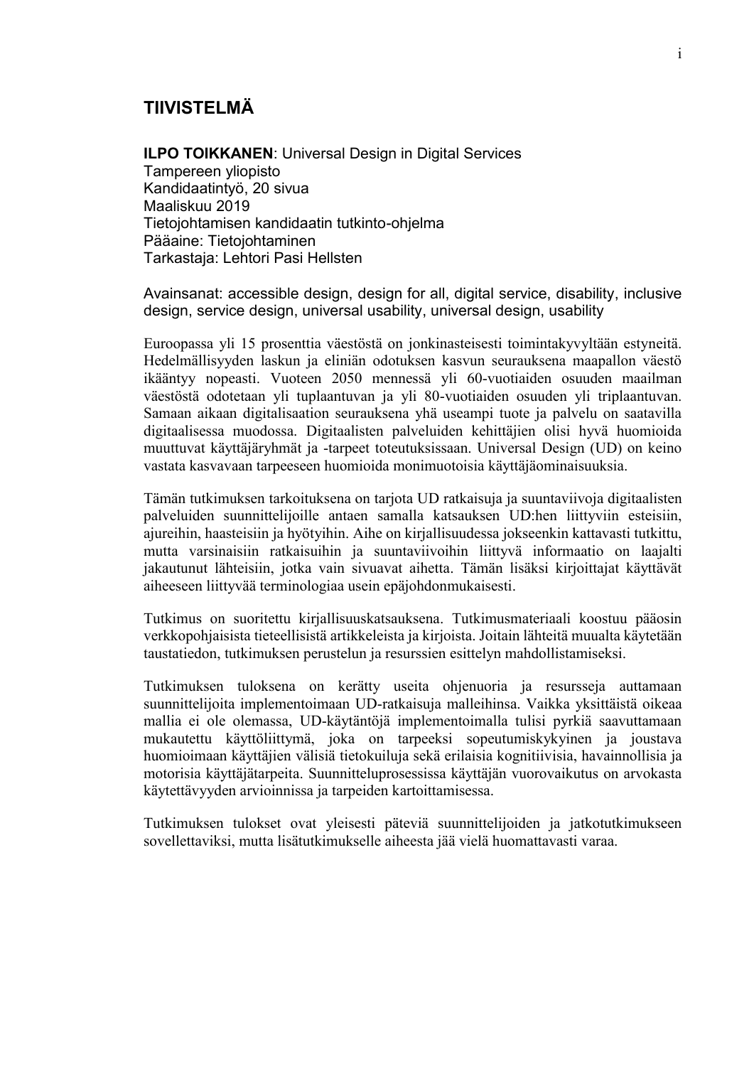# TIIVISTELMÄ

**ILPO TOIKKANEN**: Universal Design in Digital Services
Tampereen yliopisto
Kandidaatintyö, 20 sivua
Maaliskuu 2019
Tietojohtamisen kandidaatin tutkinto-ohjelma
Pääaine: Tietojohtaminen
Tarkastaja: Lehtori Pasi Hellsten

Avainsanat: accessible design, design for all, digital service, disability, inclusive design, service design, universal usability, universal design, usability

Euroopassa yli 15 prosenttia väestöstä on jonkinasteisesti toimintakyvyltään estyneitä. Hedelmällisyyden laskun ja eliniän odotuksen kasvun seurauksena maapallon väestö ikääntyy nopeasti. Vuoteen 2050 mennessä yli 60-vuotiaiden osuuden maailman väestöstä odotetaan yli tuplaantuvan ja yli 80-vuotiaiden osuuden yli triplaantuvan. Samaan aikaan digitalisaation seurauksena yhä useampi tuote ja palvelu on saatavilla digitaalisessa muodossa. Digitaalisten palveluiden kehittäjien olisi hyvä huomioida muuttuvat käyttäjäryhmät ja -tarpeet toteutuksissaan. Universal Design (UD) on keino vastata kasvavaan tarpeeseen huomioida monimuotoisia käyttäjäominaisuuksia.

Tämän tutkimuksen tarkoituksena on tarjota UD ratkaisuja ja suuntaviivoja digitaalisten palveluiden suunnittelijoille antaen samalla katsauksen UD:hen liittyviin esteisiin, ajureihin, haasteisiin ja hyötyihin. Aihe on kirjallisuudessa jokseenkin kattavasti tutkittu, mutta varsinaisiin ratkaisuihin ja suuntaviivoihin liittyvä informaatio on laajalti jakautunut lähteisiin, jotka vain sivuavat aihetta. Tämän lisäksi kirjoittajat käyttävät aiheeseen liittyvää terminologiaa usein epäjohdonmukaisesti.

Tutkimus on suoritettu kirjallisuuskatsauksena. Tutkimusmateriaali koostuu pääosin verkkopohjaisista tieteellisistä artikkeleista ja kirjoista. Joitain lähteitä muualta käytetään taustatiedon, tutkimuksen perustelun ja resurssien esittelyn mahdollistamiseksi.

Tutkimuksen tuloksena on kerätty useita ohjenuoria ja resursseja auttamaan suunnittelijoita implementoimaan UD-ratkaisuja malleihinsa. Vaikka yksittäistä oikeaa mallia ei ole olemassa, UD-käytäntöjä implementoimalla tulisi pyrkiä saavuttamaan mukautettu käyttöliittymä, joka on tarpeeksi sopeutumiskykyinen ja joustava huomioimaan käyttäjien välisiä tietokuiluja sekä erilaisia kognitiivisia, havainnollisia ja motorisia käyttäjätarpeita. Suunnitteluprosessissa käyttäjän vuorovaikutus on arvokasta käytettävyyden arvioinnissa ja tarpeiden kartoittamisessa.

Tutkimuksen tulokset ovat yleisesti päteviä suunnittelijoiden ja jatkotutkimukseen sovellettaviksi, mutta lisätutkimukselle aiheesta jää vielä huomattavasti varaa.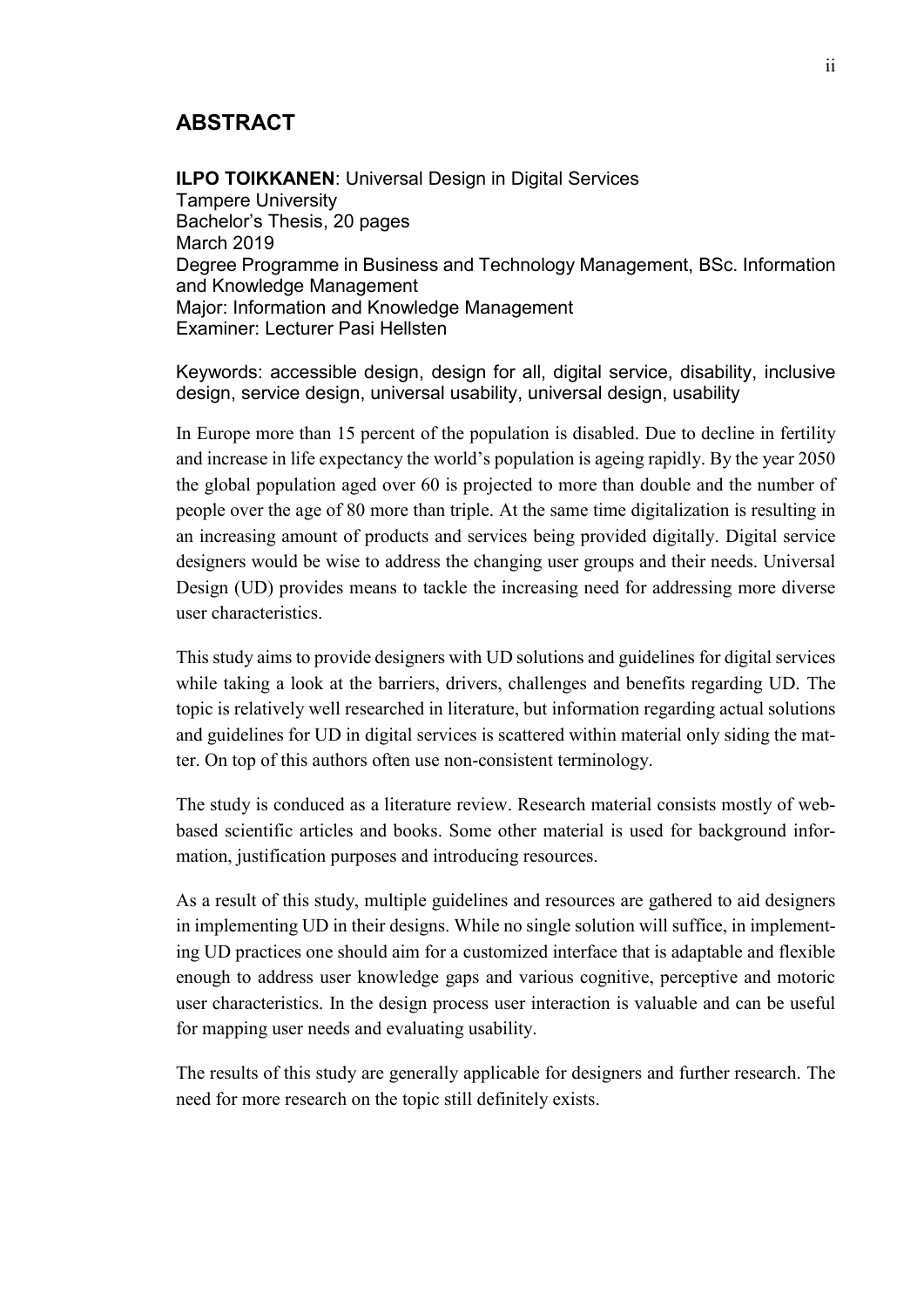## ABSTRACT

**ILPO TOIKKANEN**: Universal Design in Digital Services
Tampere University
Bachelor's Thesis, 20 pages
March 2019
Degree Programme in Business and Technology Management, BSc. Information and Knowledge Management
Major: Information and Knowledge Management
Examiner: Lecturer Pasi Hellsten

Keywords: accessible design, design for all, digital service, disability, inclusive design, service design, universal usability, universal design, usability

In Europe more than 15 percent of the population is disabled. Due to decline in fertility and increase in life expectancy the world's population is ageing rapidly. By the year 2050 the global population aged over 60 is projected to more than double and the number of people over the age of 80 more than triple. At the same time digitalization is resulting in an increasing amount of products and services being provided digitally. Digital service designers would be wise to address the changing user groups and their needs. Universal Design (UD) provides means to tackle the increasing need for addressing more diverse user characteristics.

This study aims to provide designers with UD solutions and guidelines for digital services while taking a look at the barriers, drivers, challenges and benefits regarding UD. The topic is relatively well researched in literature, but information regarding actual solutions and guidelines for UD in digital services is scattered within material only siding the matter. On top of this authors often use non-consistent terminology.

The study is conduced as a literature review. Research material consists mostly of web-based scientific articles and books. Some other material is used for background information, justification purposes and introducing resources.

As a result of this study, multiple guidelines and resources are gathered to aid designers in implementing UD in their designs. While no single solution will suffice, in implementing UD practices one should aim for a customized interface that is adaptable and flexible enough to address user knowledge gaps and various cognitive, perceptive and motoric user characteristics. In the design process user interaction is valuable and can be useful for mapping user needs and evaluating usability.

The results of this study are generally applicable for designers and further research. The need for more research on the topic still definitely exists.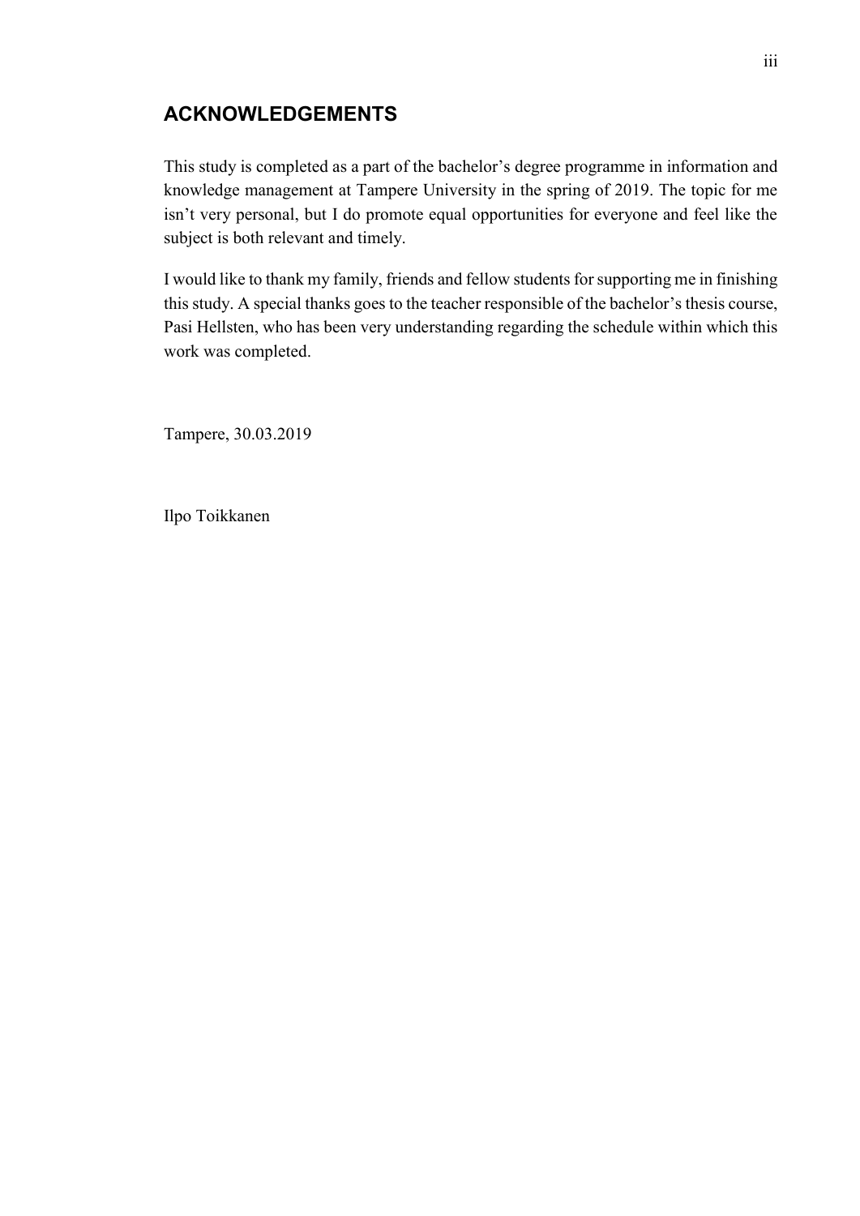## ACKNOWLEDGEMENTS

This study is completed as a part of the bachelor's degree programme in information and knowledge management at Tampere University in the spring of 2019. The topic for me isn't very personal, but I do promote equal opportunities for everyone and feel like the subject is both relevant and timely.

I would like to thank my family, friends and fellow students for supporting me in finishing this study. A special thanks goes to the teacher responsible of the bachelor's thesis course, Pasi Hellsten, who has been very understanding regarding the schedule within which this work was completed.

Tampere, 30.03.2019

Ilpo Toikkanen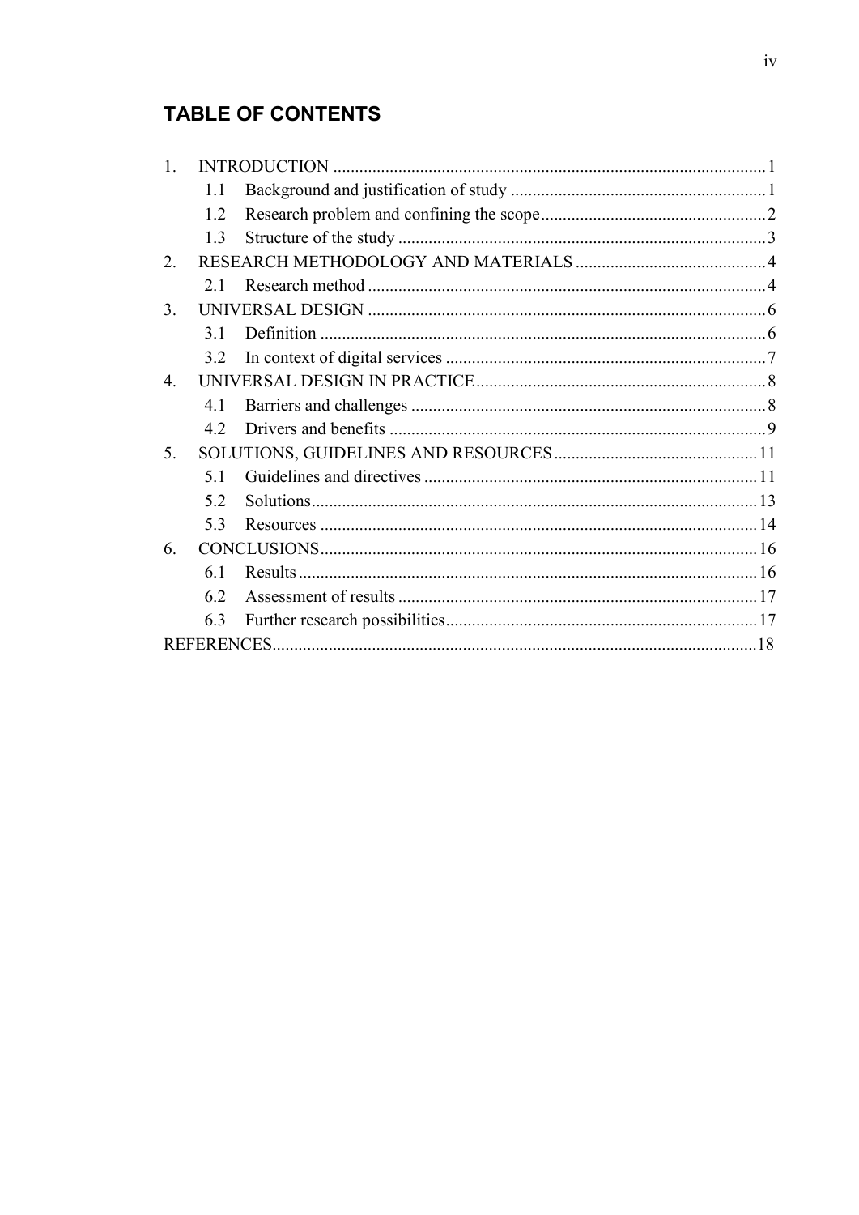# TABLE OF CONTENTS

1. INTRODUCTION .......... 1
   - 1.1 Background and justification of study .......... 1
   - 1.2 Research problem and confining the scope .......... 2
   - 1.3 Structure of the study .......... 3
2. RESEARCH METHODOLOGY AND MATERIALS .......... 4
   - 2.1 Research method .......... 4
3. UNIVERSAL DESIGN .......... 6
   - 3.1 Definition .......... 6
   - 3.2 In context of digital services .......... 7
4. UNIVERSAL DESIGN IN PRACTICE .......... 8
   - 4.1 Barriers and challenges .......... 8
   - 4.2 Drivers and benefits .......... 9
5. SOLUTIONS, GUIDELINES AND RESOURCES .......... 11
   - 5.1 Guidelines and directives .......... 11
   - 5.2 Solutions .......... 13
   - 5.3 Resources .......... 14
6. CONCLUSIONS .......... 16
   - 6.1 Results .......... 16
   - 6.2 Assessment of results .......... 17
   - 6.3 Further research possibilities .......... 17

REFERENCES .......... 18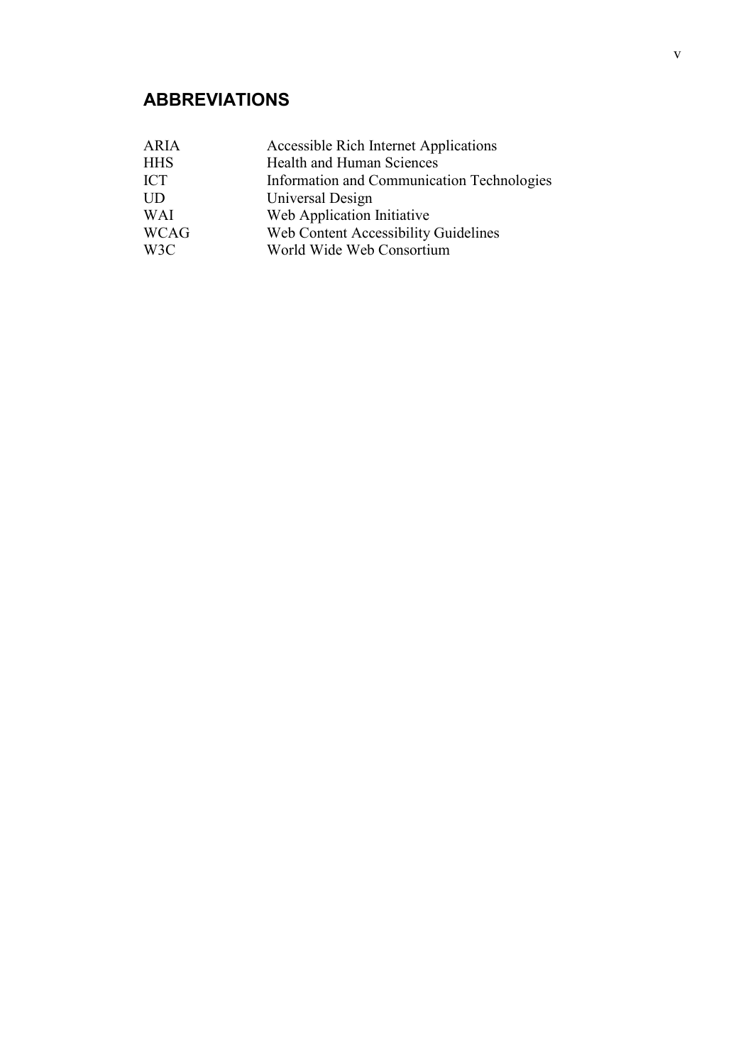## ABBREVIATIONS

| | |
|---|---|
| ARIA | Accessible Rich Internet Applications |
| HHS | Health and Human Sciences |
| ICT | Information and Communication Technologies |
| UD | Universal Design |
| WAI | Web Application Initiative |
| WCAG | Web Content Accessibility Guidelines |
| W3C | World Wide Web Consortium |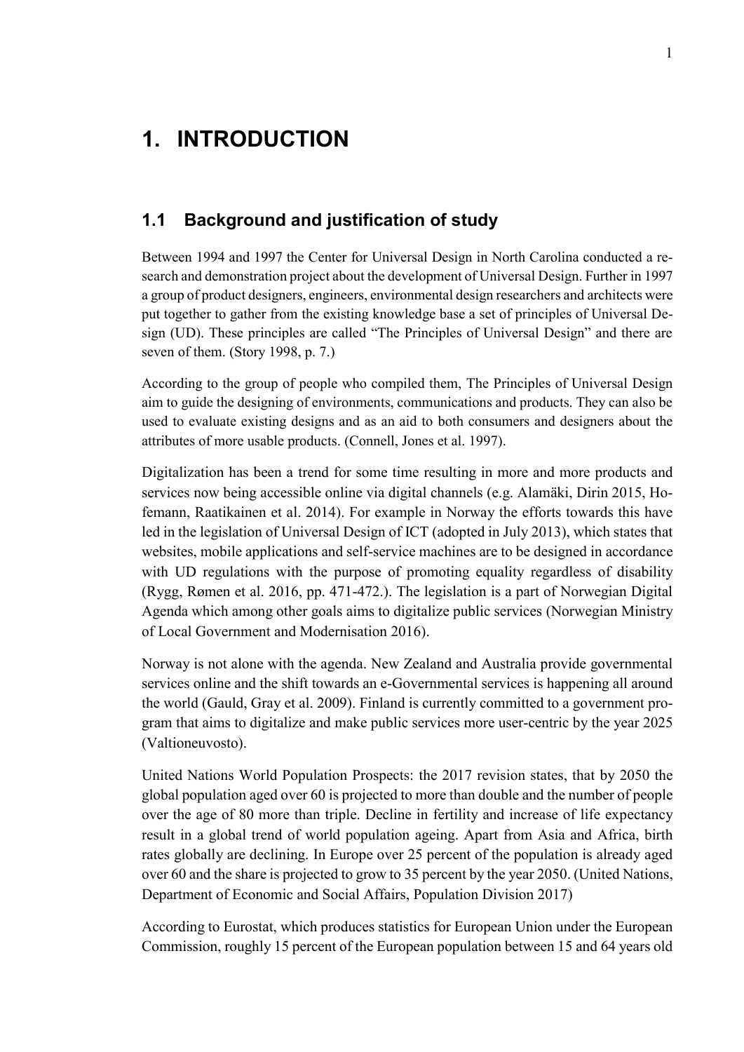# 1. INTRODUCTION

## 1.1 Background and justification of study

Between 1994 and 1997 the Center for Universal Design in North Carolina conducted a research and demonstration project about the development of Universal Design. Further in 1997 a group of product designers, engineers, environmental design researchers and architects were put together to gather from the existing knowledge base a set of principles of Universal Design (UD). These principles are called "The Principles of Universal Design" and there are seven of them. (Story 1998, p. 7.)

According to the group of people who compiled them, The Principles of Universal Design aim to guide the designing of environments, communications and products. They can also be used to evaluate existing designs and as an aid to both consumers and designers about the attributes of more usable products. (Connell, Jones et al. 1997).

Digitalization has been a trend for some time resulting in more and more products and services now being accessible online via digital channels (e.g. Alamäki, Dirin 2015, Hofemann, Raatikainen et al. 2014). For example in Norway the efforts towards this have led in the legislation of Universal Design of ICT (adopted in July 2013), which states that websites, mobile applications and self-service machines are to be designed in accordance with UD regulations with the purpose of promoting equality regardless of disability (Rygg, Rømen et al. 2016, pp. 471-472.). The legislation is a part of Norwegian Digital Agenda which among other goals aims to digitalize public services (Norwegian Ministry of Local Government and Modernisation 2016).

Norway is not alone with the agenda. New Zealand and Australia provide governmental services online and the shift towards an e-Governmental services is happening all around the world (Gauld, Gray et al. 2009). Finland is currently committed to a government program that aims to digitalize and make public services more user-centric by the year 2025 (Valtioneuvosto).

United Nations World Population Prospects: the 2017 revision states, that by 2050 the global population aged over 60 is projected to more than double and the number of people over the age of 80 more than triple. Decline in fertility and increase of life expectancy result in a global trend of world population ageing. Apart from Asia and Africa, birth rates globally are declining. In Europe over 25 percent of the population is already aged over 60 and the share is projected to grow to 35 percent by the year 2050. (United Nations, Department of Economic and Social Affairs, Population Division 2017)

According to Eurostat, which produces statistics for European Union under the European Commission, roughly 15 percent of the European population between 15 and 64 years old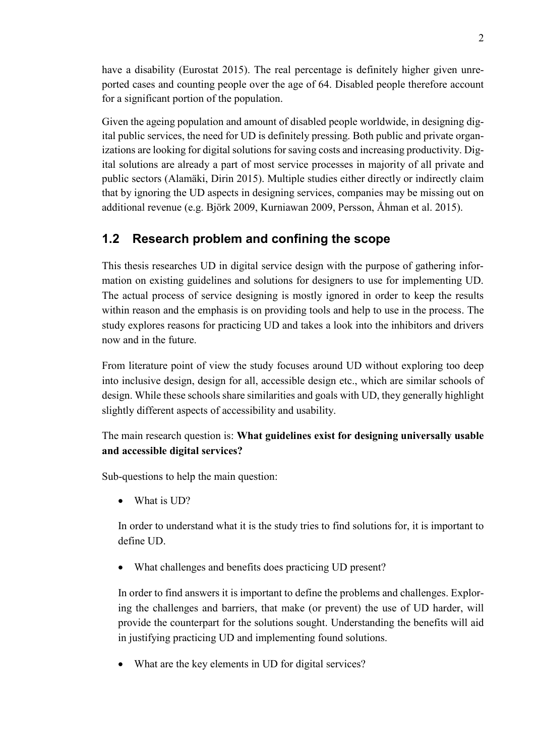have a disability (Eurostat 2015). The real percentage is definitely higher given unreported cases and counting people over the age of 64. Disabled people therefore account for a significant portion of the population.

Given the ageing population and amount of disabled people worldwide, in designing digital public services, the need for UD is definitely pressing. Both public and private organizations are looking for digital solutions for saving costs and increasing productivity. Digital solutions are already a part of most service processes in majority of all private and public sectors (Alamäki, Dirin 2015). Multiple studies either directly or indirectly claim that by ignoring the UD aspects in designing services, companies may be missing out on additional revenue (e.g. Björk 2009, Kurniawan 2009, Persson, Åhman et al. 2015).

## 1.2 Research problem and confining the scope

This thesis researches UD in digital service design with the purpose of gathering information on existing guidelines and solutions for designers to use for implementing UD. The actual process of service designing is mostly ignored in order to keep the results within reason and the emphasis is on providing tools and help to use in the process. The study explores reasons for practicing UD and takes a look into the inhibitors and drivers now and in the future.

From literature point of view the study focuses around UD without exploring too deep into inclusive design, design for all, accessible design etc., which are similar schools of design. While these schools share similarities and goals with UD, they generally highlight slightly different aspects of accessibility and usability.

The main research question is: **What guidelines exist for designing universally usable and accessible digital services?**

Sub-questions to help the main question:

- What is UD?

  In order to understand what it is the study tries to find solutions for, it is important to define UD.

- What challenges and benefits does practicing UD present?

  In order to find answers it is important to define the problems and challenges. Exploring the challenges and barriers, that make (or prevent) the use of UD harder, will provide the counterpart for the solutions sought. Understanding the benefits will aid in justifying practicing UD and implementing found solutions.

- What are the key elements in UD for digital services?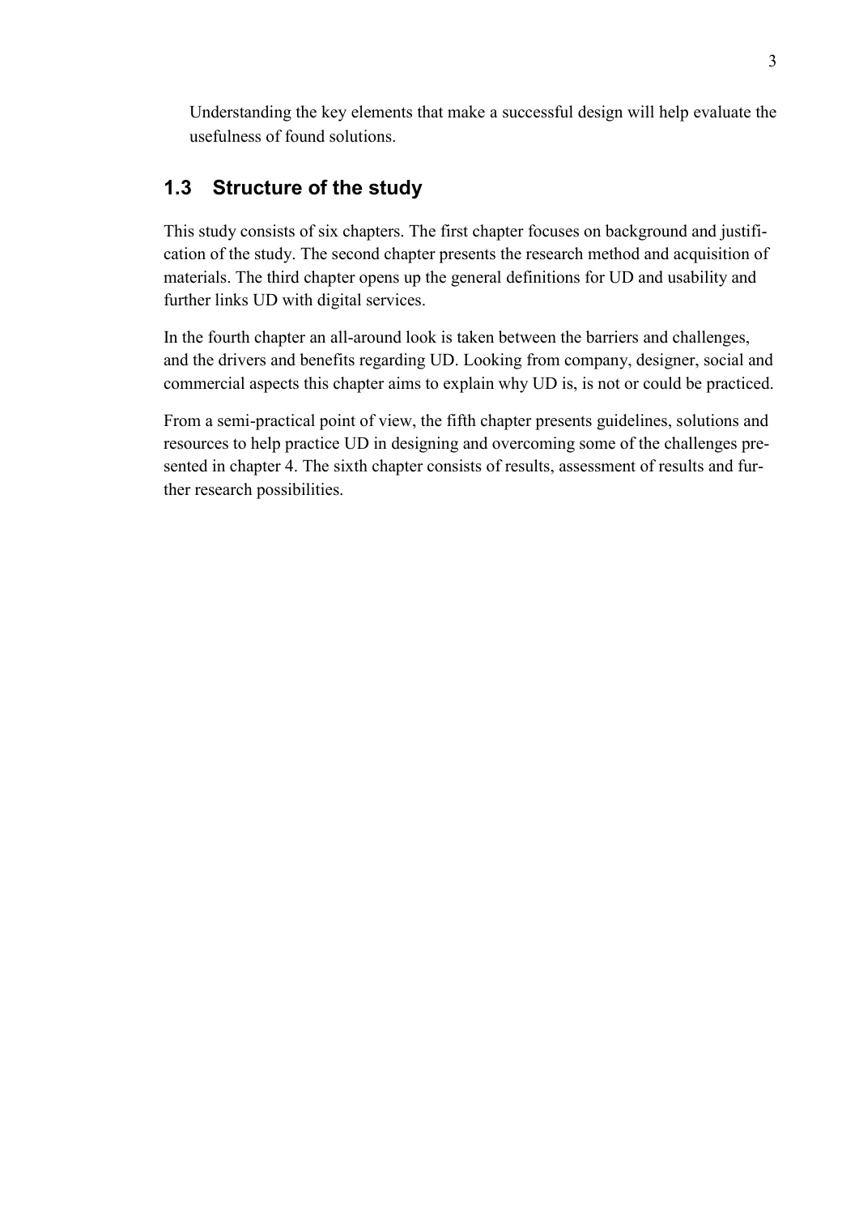Understanding the key elements that make a successful design will help evaluate the usefulness of found solutions.

## 1.3 Structure of the study

This study consists of six chapters. The first chapter focuses on background and justification of the study. The second chapter presents the research method and acquisition of materials. The third chapter opens up the general definitions for UD and usability and further links UD with digital services.

In the fourth chapter an all-around look is taken between the barriers and challenges, and the drivers and benefits regarding UD. Looking from company, designer, social and commercial aspects this chapter aims to explain why UD is, is not or could be practiced.

From a semi-practical point of view, the fifth chapter presents guidelines, solutions and resources to help practice UD in designing and overcoming some of the challenges presented in chapter 4. The sixth chapter consists of results, assessment of results and further research possibilities.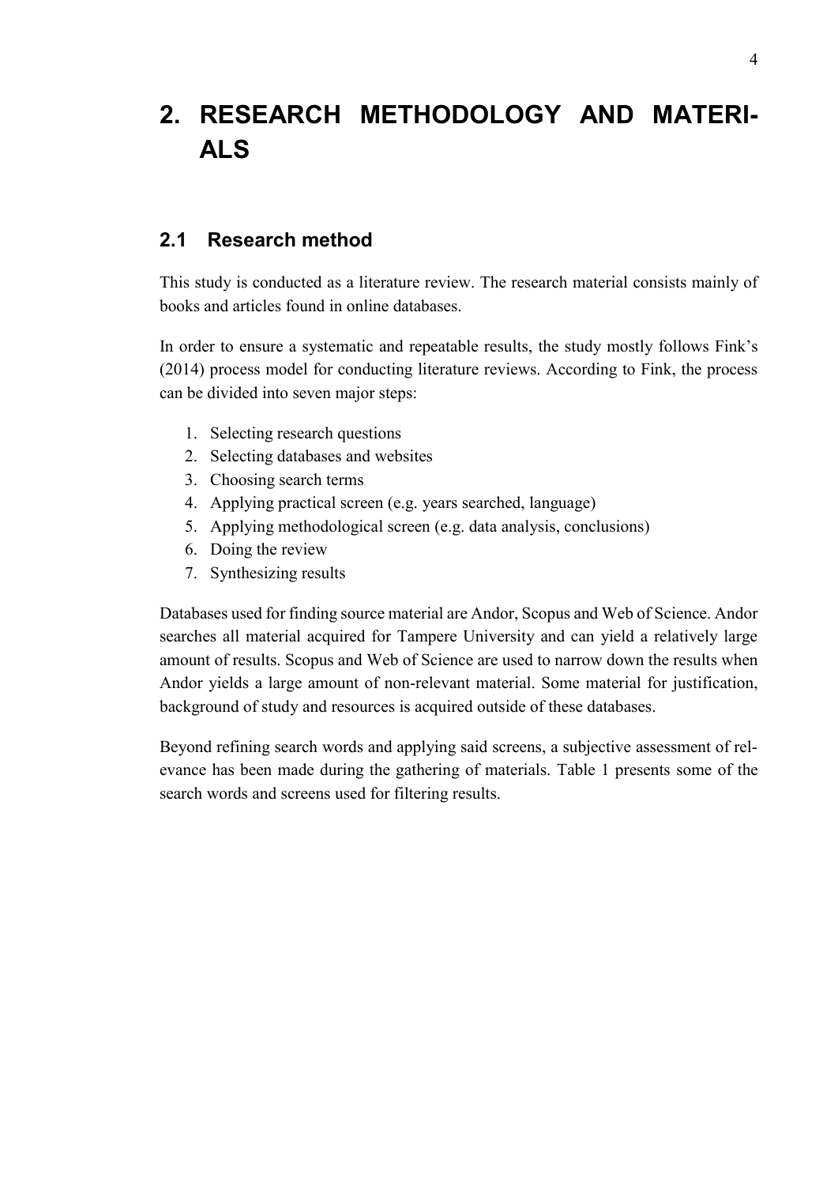# 2. RESEARCH METHODOLOGY AND MATERIALS

## 2.1 Research method

This study is conducted as a literature review. The research material consists mainly of books and articles found in online databases.

In order to ensure a systematic and repeatable results, the study mostly follows Fink's (2014) process model for conducting literature reviews. According to Fink, the process can be divided into seven major steps:

1. Selecting research questions
2. Selecting databases and websites
3. Choosing search terms
4. Applying practical screen (e.g. years searched, language)
5. Applying methodological screen (e.g. data analysis, conclusions)
6. Doing the review
7. Synthesizing results

Databases used for finding source material are Andor, Scopus and Web of Science. Andor searches all material acquired for Tampere University and can yield a relatively large amount of results. Scopus and Web of Science are used to narrow down the results when Andor yields a large amount of non-relevant material. Some material for justification, background of study and resources is acquired outside of these databases.

Beyond refining search words and applying said screens, a subjective assessment of relevance has been made during the gathering of materials. Table 1 presents some of the search words and screens used for filtering results.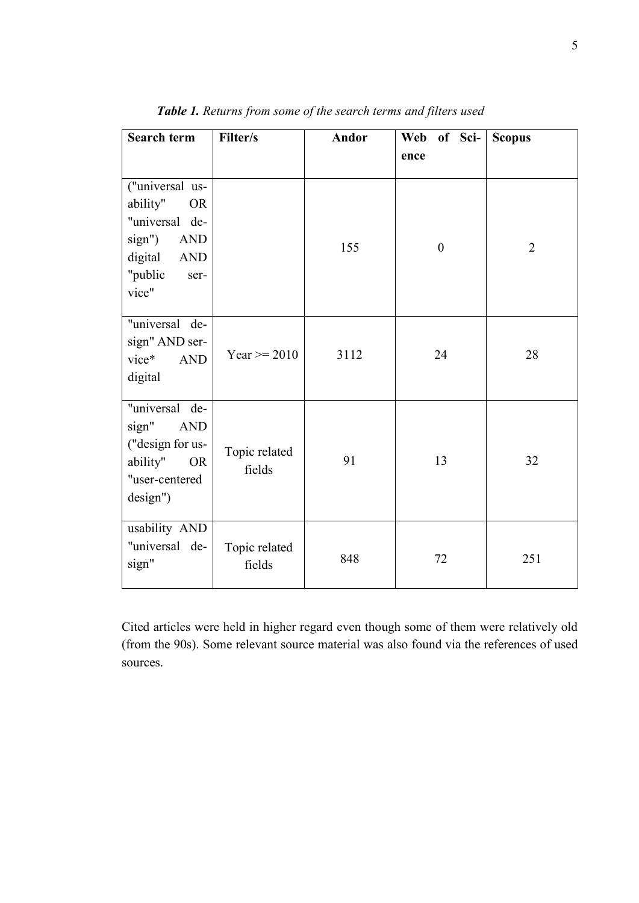***Table 1.*** *Returns from some of the search terms and filters used*

| Search term | Filter/s | Andor | Web of Science | Scopus |
|---|---|---|---|---|
| ("universal usability" OR "universal design") AND digital AND "public service" | | 155 | 0 | 2 |
| "universal design" AND service* AND digital | Year >= 2010 | 3112 | 24 | 28 |
| "universal design" AND ("design for usability" OR "user-centered design") | Topic related fields | 91 | 13 | 32 |
| usability AND "universal design" | Topic related fields | 848 | 72 | 251 |

Cited articles were held in higher regard even though some of them were relatively old (from the 90s). Some relevant source material was also found via the references of used sources.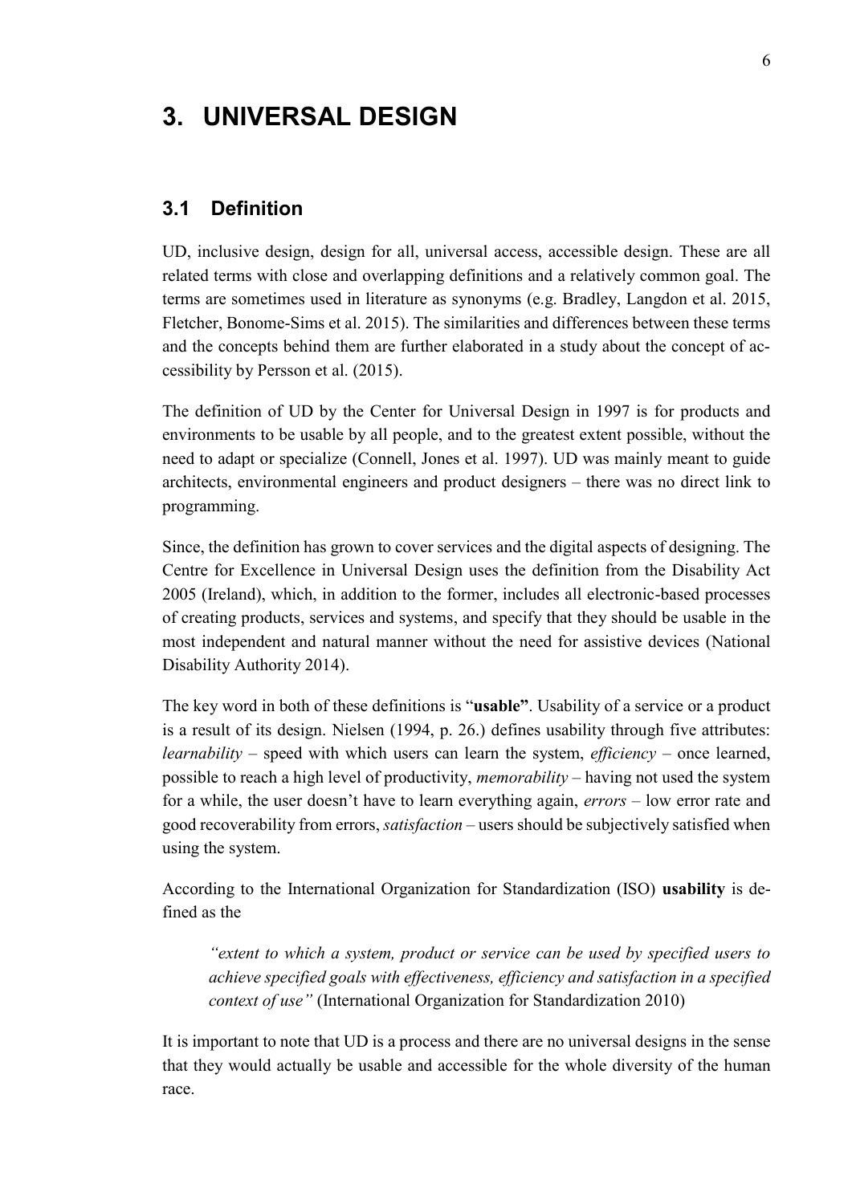# 3. UNIVERSAL DESIGN

## 3.1 Definition

UD, inclusive design, design for all, universal access, accessible design. These are all related terms with close and overlapping definitions and a relatively common goal. The terms are sometimes used in literature as synonyms (e.g. Bradley, Langdon et al. 2015, Fletcher, Bonome-Sims et al. 2015). The similarities and differences between these terms and the concepts behind them are further elaborated in a study about the concept of accessibility by Persson et al. (2015).

The definition of UD by the Center for Universal Design in 1997 is for products and environments to be usable by all people, and to the greatest extent possible, without the need to adapt or specialize (Connell, Jones et al. 1997). UD was mainly meant to guide architects, environmental engineers and product designers – there was no direct link to programming.

Since, the definition has grown to cover services and the digital aspects of designing. The Centre for Excellence in Universal Design uses the definition from the Disability Act 2005 (Ireland), which, in addition to the former, includes all electronic-based processes of creating products, services and systems, and specify that they should be usable in the most independent and natural manner without the need for assistive devices (National Disability Authority 2014).

The key word in both of these definitions is "**usable"**. Usability of a service or a product is a result of its design. Nielsen (1994, p. 26.) defines usability through five attributes: *learnability* – speed with which users can learn the system, *efficiency* – once learned, possible to reach a high level of productivity, *memorability* – having not used the system for a while, the user doesn't have to learn everything again, *errors* – low error rate and good recoverability from errors, *satisfaction* – users should be subjectively satisfied when using the system.

According to the International Organization for Standardization (ISO) **usability** is defined as the

> *"extent to which a system, product or service can be used by specified users to achieve specified goals with effectiveness, efficiency and satisfaction in a specified context of use"* (International Organization for Standardization 2010)

It is important to note that UD is a process and there are no universal designs in the sense that they would actually be usable and accessible for the whole diversity of the human race.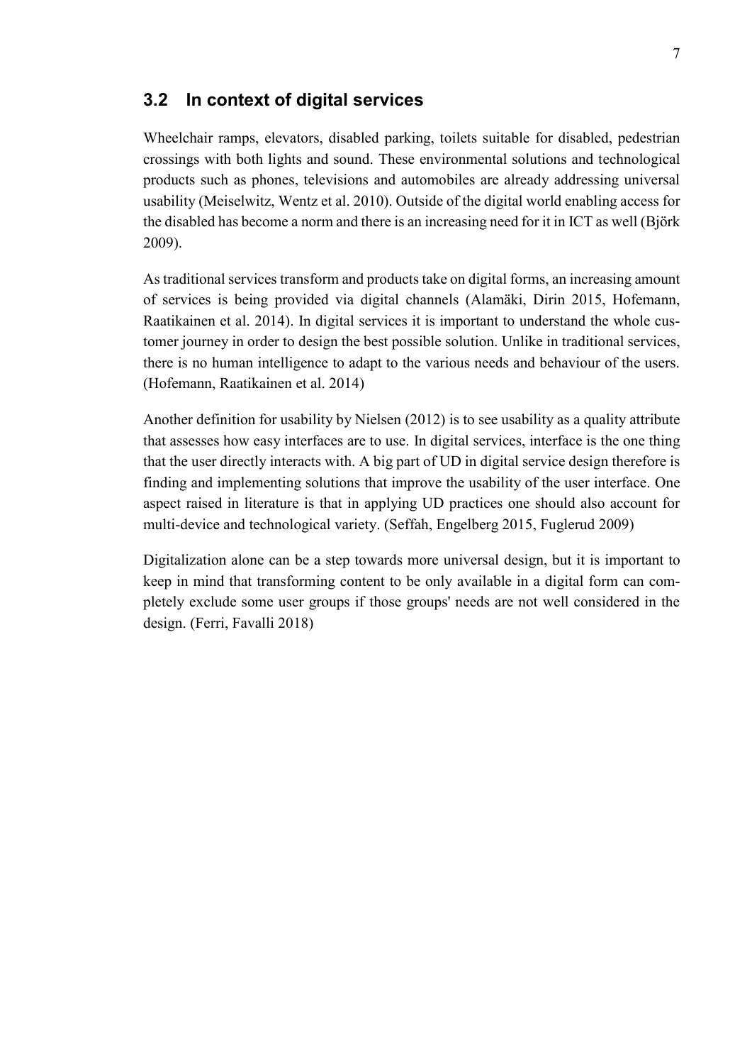## 3.2 In context of digital services

Wheelchair ramps, elevators, disabled parking, toilets suitable for disabled, pedestrian crossings with both lights and sound. These environmental solutions and technological products such as phones, televisions and automobiles are already addressing universal usability (Meiselwitz, Wentz et al. 2010). Outside of the digital world enabling access for the disabled has become a norm and there is an increasing need for it in ICT as well (Björk 2009).

As traditional services transform and products take on digital forms, an increasing amount of services is being provided via digital channels (Alamäki, Dirin 2015, Hofemann, Raatikainen et al. 2014). In digital services it is important to understand the whole customer journey in order to design the best possible solution. Unlike in traditional services, there is no human intelligence to adapt to the various needs and behaviour of the users. (Hofemann, Raatikainen et al. 2014)

Another definition for usability by Nielsen (2012) is to see usability as a quality attribute that assesses how easy interfaces are to use. In digital services, interface is the one thing that the user directly interacts with. A big part of UD in digital service design therefore is finding and implementing solutions that improve the usability of the user interface. One aspect raised in literature is that in applying UD practices one should also account for multi-device and technological variety. (Seffah, Engelberg 2015, Fuglerud 2009)

Digitalization alone can be a step towards more universal design, but it is important to keep in mind that transforming content to be only available in a digital form can completely exclude some user groups if those groups' needs are not well considered in the design. (Ferri, Favalli 2018)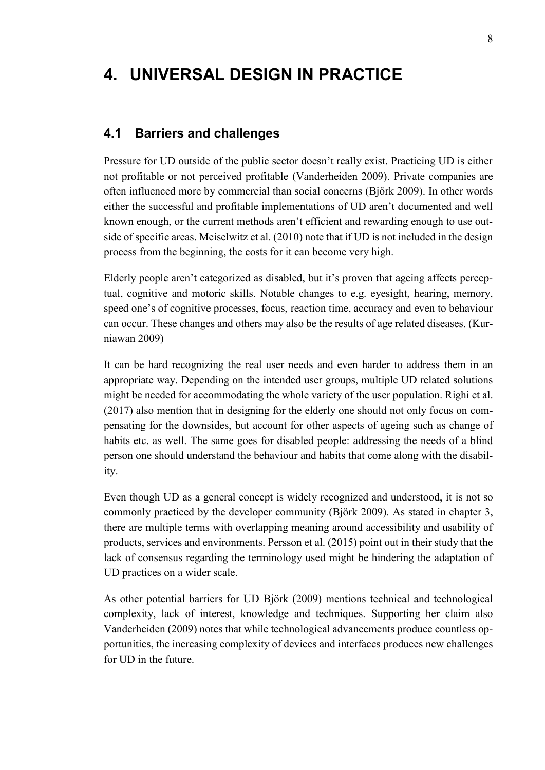// Page 14 of 26 · Document id: 24b66d1aefa6

# 4. UNIVERSAL DESIGN IN PRACTICE

## 4.1 Barriers and challenges

Pressure for UD outside of the public sector doesn't really exist. Practicing UD is either not profitable or not perceived profitable (Vanderheiden 2009). Private companies are often influenced more by commercial than social concerns (Björk 2009). In other words either the successful and profitable implementations of UD aren't documented and well known enough, or the current methods aren't efficient and rewarding enough to use outside of specific areas. Meiselwitz et al. (2010) note that if UD is not included in the design process from the beginning, the costs for it can become very high.

Elderly people aren't categorized as disabled, but it's proven that ageing affects perceptual, cognitive and motoric skills. Notable changes to e.g. eyesight, hearing, memory, speed one's of cognitive processes, focus, reaction time, accuracy and even to behaviour can occur. These changes and others may also be the results of age related diseases. (Kurniawan 2009)

It can be hard recognizing the real user needs and even harder to address them in an appropriate way. Depending on the intended user groups, multiple UD related solutions might be needed for accommodating the whole variety of the user population. Righi et al. (2017) also mention that in designing for the elderly one should not only focus on compensating for the downsides, but account for other aspects of ageing such as change of habits etc. as well. The same goes for disabled people: addressing the needs of a blind person one should understand the behaviour and habits that come along with the disability.

Even though UD as a general concept is widely recognized and understood, it is not so commonly practiced by the developer community (Björk 2009). As stated in chapter 3, there are multiple terms with overlapping meaning around accessibility and usability of products, services and environments. Persson et al. (2015) point out in their study that the lack of consensus regarding the terminology used might be hindering the adaptation of UD practices on a wider scale.

As other potential barriers for UD Björk (2009) mentions technical and technological complexity, lack of interest, knowledge and techniques. Supporting her claim also Vanderheiden (2009) notes that while technological advancements produce countless opportunities, the increasing complexity of devices and interfaces produces new challenges for UD in the future.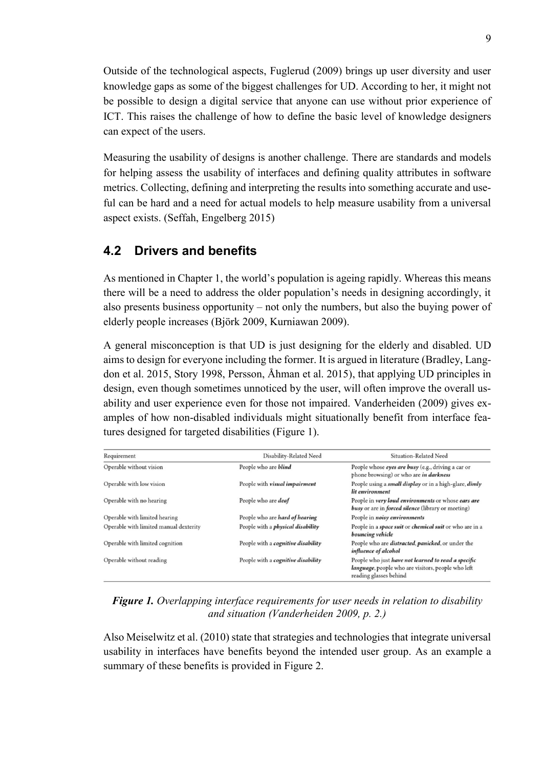Outside of the technological aspects, Fuglerud (2009) brings up user diversity and user knowledge gaps as some of the biggest challenges for UD. According to her, it might not be possible to design a digital service that anyone can use without prior experience of ICT. This raises the challenge of how to define the basic level of knowledge designers can expect of the users.

Measuring the usability of designs is another challenge. There are standards and models for helping assess the usability of interfaces and defining quality attributes in software metrics. Collecting, defining and interpreting the results into something accurate and useful can be hard and a need for actual models to help measure usability from a universal aspect exists. (Seffah, Engelberg 2015)

## 4.2 Drivers and benefits

As mentioned in Chapter 1, the world's population is ageing rapidly. Whereas this means there will be a need to address the older population's needs in designing accordingly, it also presents business opportunity – not only the numbers, but also the buying power of elderly people increases (Björk 2009, Kurniawan 2009).

A general misconception is that UD is just designing for the elderly and disabled. UD aims to design for everyone including the former. It is argued in literature (Bradley, Langdon et al. 2015, Story 1998, Persson, Åhman et al. 2015), that applying UD principles in design, even though sometimes unnoticed by the user, will often improve the overall usability and user experience even for those not impaired. Vanderheiden (2009) gives examples of how non-disabled individuals might situationally benefit from interface features designed for targeted disabilities (Figure 1).

| Requirement | Disability-Related Need | Situation-Related Need |
|---|---|---|
| Operable without vision | People who are ***blind*** | People whose ***eyes are busy*** (e.g., driving a car or phone browsing) or who are ***in darkness*** |
| Operable with low vision | People with ***visual impairment*** | People using a ***small display*** or in a high-glare, ***dimly lit environment*** |
| Operable with no hearing | People who are ***deaf*** | People in ***very loud environments*** or whose ***ears are busy*** or are in ***forced silence*** (library or meeting) |
| Operable with limited hearing | People who are ***hard of hearing*** | People in ***noisy environments*** |
| Operable with limited manual dexterity | People with a ***physical disability*** | People in a ***space suit*** or ***chemical suit*** or who are in a ***bouncing vehicle*** |
| Operable with limited cognition | People with a ***cognitive disability*** | People who are ***distracted***, ***panicked***, or under the ***influence of alcohol*** |
| Operable without reading | People with a ***cognitive disability*** | People who just ***have not learned to read a specific language***, people who are visitors, people who left reading glasses behind |

***Figure 1.*** *Overlapping interface requirements for user needs in relation to disability and situation (Vanderheiden 2009, p. 2.)*

Also Meiselwitz et al. (2010) state that strategies and technologies that integrate universal usability in interfaces have benefits beyond the intended user group. As an example a summary of these benefits is provided in Figure 2.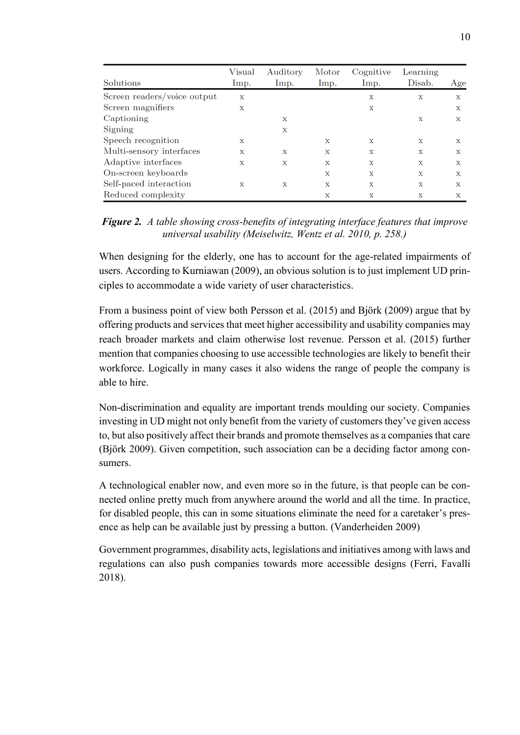| Solutions | Visual Imp. | Auditory Imp. | Motor Imp. | Cognitive Imp. | Learning Disab. | Age |
|---|---|---|---|---|---|---|
| Screen readers/voice output | x | | | x | x | x |
| Screen magnifiers | x | | | x | | x |
| Captioning | | x | | | x | x |
| Signing | | x | | | | |
| Speech recognition | x | | x | x | x | x |
| Multi-sensory interfaces | x | x | x | x | x | x |
| Adaptive interfaces | x | x | x | x | x | x |
| On-screen keyboards | | | x | x | x | x |
| Self-paced interaction | x | x | x | x | x | x |
| Reduced complexity | | | x | x | x | x |

***Figure 2.*** *A table showing cross-benefits of integrating interface features that improve universal usability (Meiselwitz, Wentz et al. 2010, p. 258.)*

When designing for the elderly, one has to account for the age-related impairments of users. According to Kurniawan (2009), an obvious solution is to just implement UD principles to accommodate a wide variety of user characteristics.

From a business point of view both Persson et al. (2015) and Björk (2009) argue that by offering products and services that meet higher accessibility and usability companies may reach broader markets and claim otherwise lost revenue. Persson et al. (2015) further mention that companies choosing to use accessible technologies are likely to benefit their workforce. Logically in many cases it also widens the range of people the company is able to hire.

Non-discrimination and equality are important trends moulding our society. Companies investing in UD might not only benefit from the variety of customers they've given access to, but also positively affect their brands and promote themselves as a companies that care (Björk 2009). Given competition, such association can be a deciding factor among consumers.

A technological enabler now, and even more so in the future, is that people can be connected online pretty much from anywhere around the world and all the time. In practice, for disabled people, this can in some situations eliminate the need for a caretaker's presence as help can be available just by pressing a button. (Vanderheiden 2009)

Government programmes, disability acts, legislations and initiatives among with laws and regulations can also push companies towards more accessible designs (Ferri, Favalli 2018).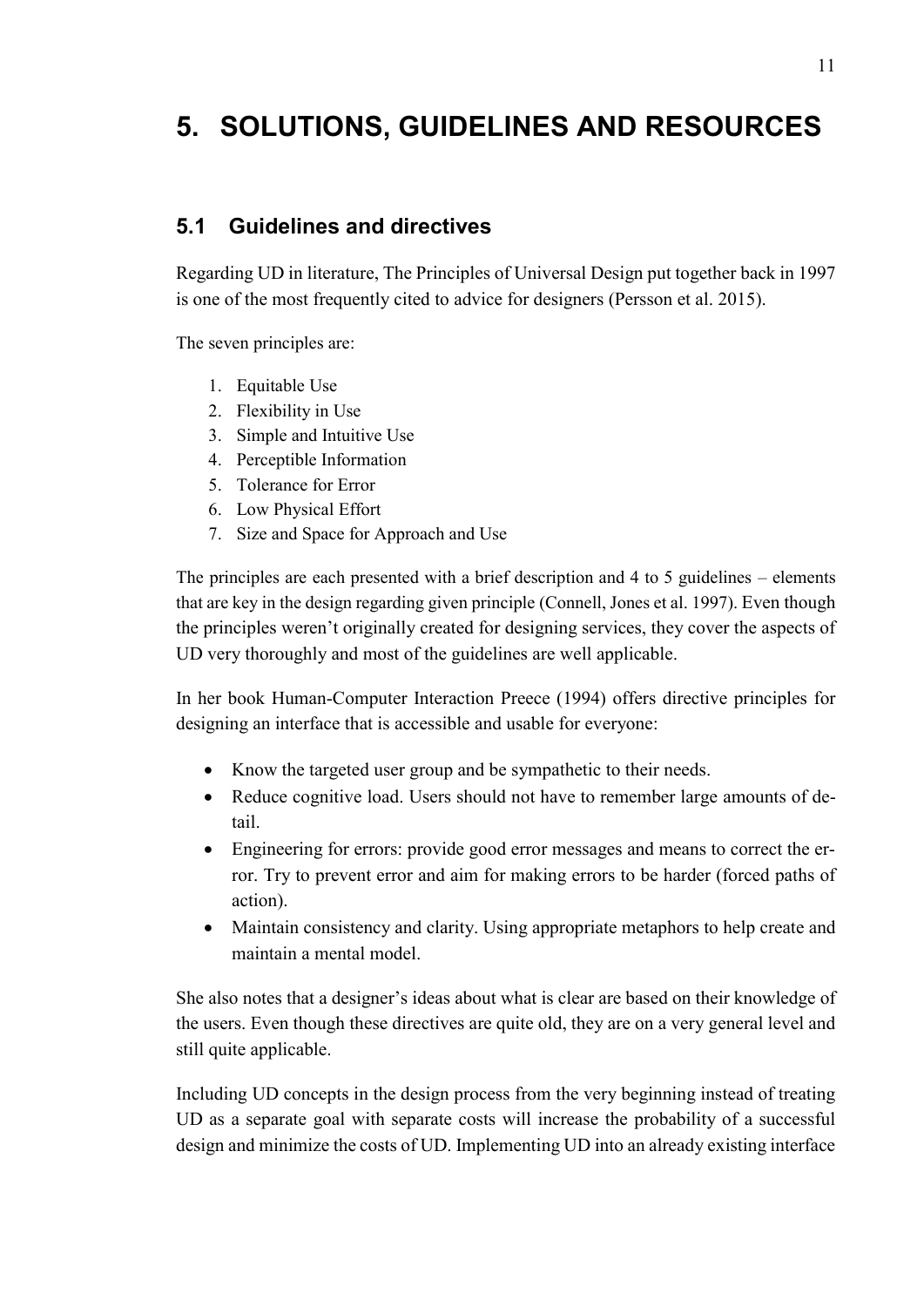# 5. SOLUTIONS, GUIDELINES AND RESOURCES

## 5.1 Guidelines and directives

Regarding UD in literature, The Principles of Universal Design put together back in 1997 is one of the most frequently cited to advice for designers (Persson et al. 2015).

The seven principles are:

1. Equitable Use
2. Flexibility in Use
3. Simple and Intuitive Use
4. Perceptible Information
5. Tolerance for Error
6. Low Physical Effort
7. Size and Space for Approach and Use

The principles are each presented with a brief description and 4 to 5 guidelines – elements that are key in the design regarding given principle (Connell, Jones et al. 1997). Even though the principles weren't originally created for designing services, they cover the aspects of UD very thoroughly and most of the guidelines are well applicable.

In her book Human-Computer Interaction Preece (1994) offers directive principles for designing an interface that is accessible and usable for everyone:

- Know the targeted user group and be sympathetic to their needs.
- Reduce cognitive load. Users should not have to remember large amounts of detail.
- Engineering for errors: provide good error messages and means to correct the error. Try to prevent error and aim for making errors to be harder (forced paths of action).
- Maintain consistency and clarity. Using appropriate metaphors to help create and maintain a mental model.

She also notes that a designer's ideas about what is clear are based on their knowledge of the users. Even though these directives are quite old, they are on a very general level and still quite applicable.

Including UD concepts in the design process from the very beginning instead of treating UD as a separate goal with separate costs will increase the probability of a successful design and minimize the costs of UD. Implementing UD into an already existing interface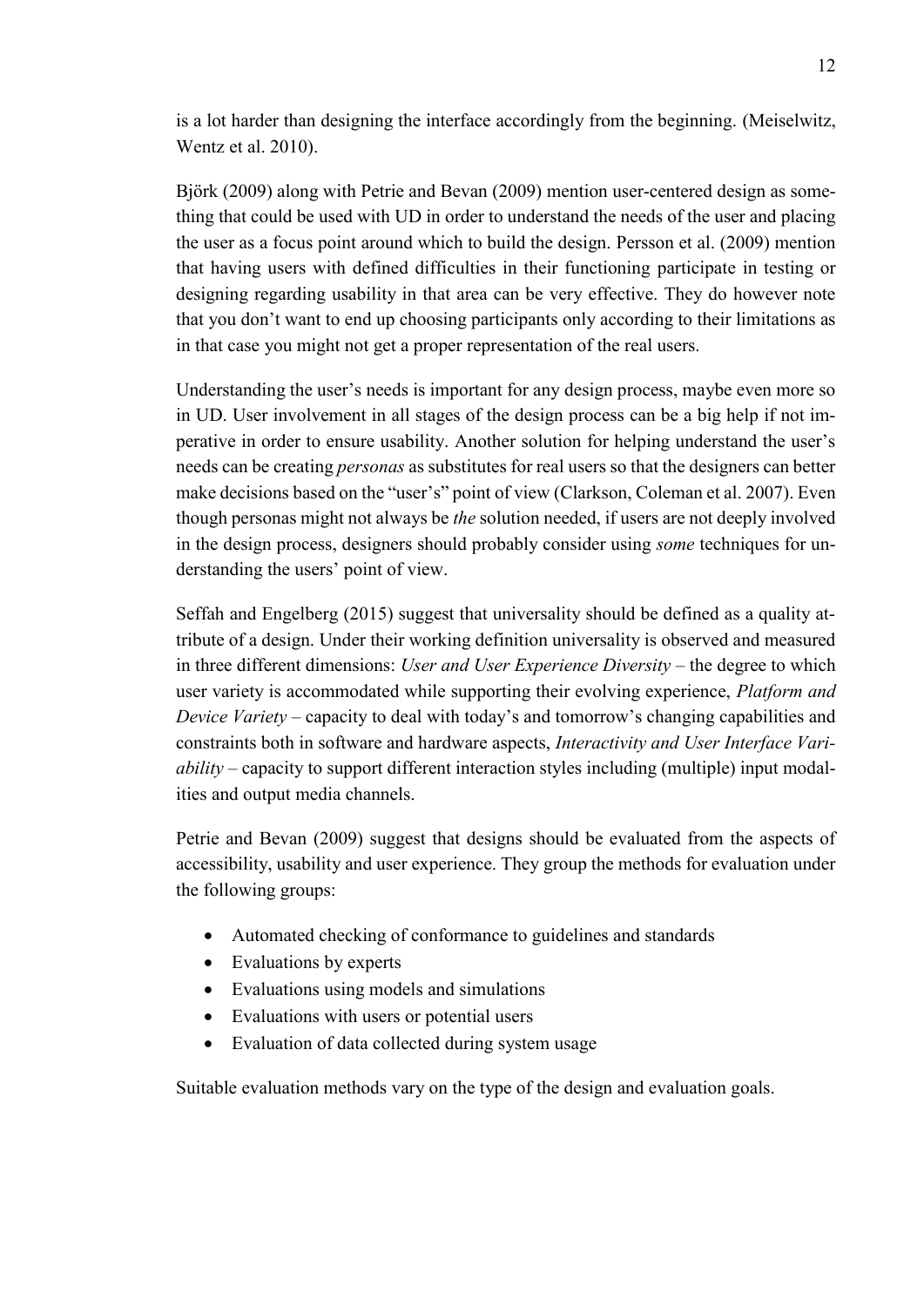is a lot harder than designing the interface accordingly from the beginning. (Meiselwitz, Wentz et al. 2010).

Björk (2009) along with Petrie and Bevan (2009) mention user-centered design as something that could be used with UD in order to understand the needs of the user and placing the user as a focus point around which to build the design. Persson et al. (2009) mention that having users with defined difficulties in their functioning participate in testing or designing regarding usability in that area can be very effective. They do however note that you don't want to end up choosing participants only according to their limitations as in that case you might not get a proper representation of the real users.

Understanding the user's needs is important for any design process, maybe even more so in UD. User involvement in all stages of the design process can be a big help if not imperative in order to ensure usability. Another solution for helping understand the user's needs can be creating *personas* as substitutes for real users so that the designers can better make decisions based on the "user's" point of view (Clarkson, Coleman et al. 2007). Even though personas might not always be *the* solution needed, if users are not deeply involved in the design process, designers should probably consider using *some* techniques for understanding the users' point of view.

Seffah and Engelberg (2015) suggest that universality should be defined as a quality attribute of a design. Under their working definition universality is observed and measured in three different dimensions: *User and User Experience Diversity* – the degree to which user variety is accommodated while supporting their evolving experience, *Platform and Device Variety* – capacity to deal with today's and tomorrow's changing capabilities and constraints both in software and hardware aspects, *Interactivity and User Interface Variability* – capacity to support different interaction styles including (multiple) input modalities and output media channels.

Petrie and Bevan (2009) suggest that designs should be evaluated from the aspects of accessibility, usability and user experience. They group the methods for evaluation under the following groups:

- Automated checking of conformance to guidelines and standards
- Evaluations by experts
- Evaluations using models and simulations
- Evaluations with users or potential users
- Evaluation of data collected during system usage

Suitable evaluation methods vary on the type of the design and evaluation goals.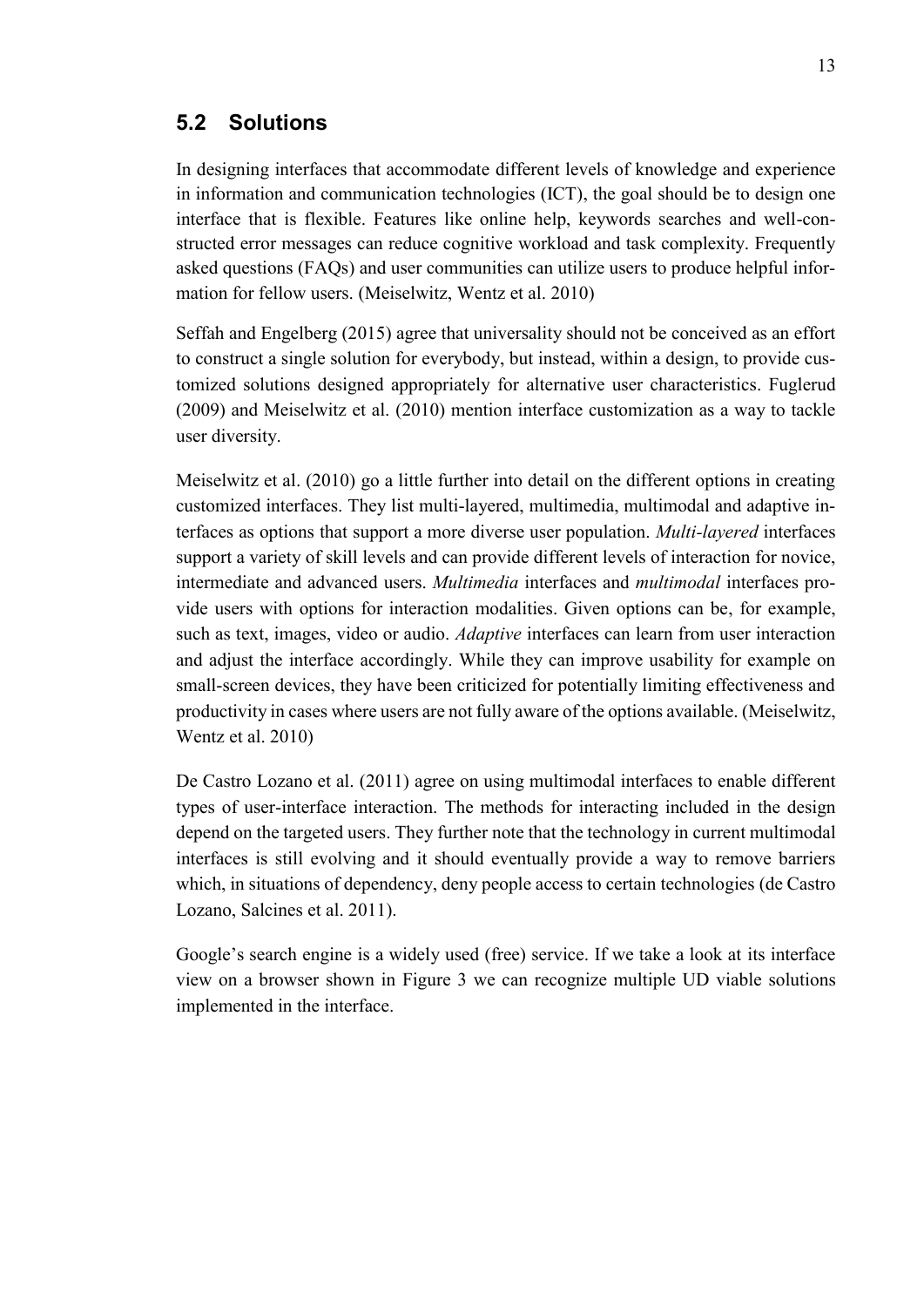## 5.2 Solutions

In designing interfaces that accommodate different levels of knowledge and experience in information and communication technologies (ICT), the goal should be to design one interface that is flexible. Features like online help, keywords searches and well-constructed error messages can reduce cognitive workload and task complexity. Frequently asked questions (FAQs) and user communities can utilize users to produce helpful information for fellow users. (Meiselwitz, Wentz et al. 2010)

Seffah and Engelberg (2015) agree that universality should not be conceived as an effort to construct a single solution for everybody, but instead, within a design, to provide customized solutions designed appropriately for alternative user characteristics. Fuglerud (2009) and Meiselwitz et al. (2010) mention interface customization as a way to tackle user diversity.

Meiselwitz et al. (2010) go a little further into detail on the different options in creating customized interfaces. They list multi-layered, multimedia, multimodal and adaptive interfaces as options that support a more diverse user population. *Multi-layered* interfaces support a variety of skill levels and can provide different levels of interaction for novice, intermediate and advanced users. *Multimedia* interfaces and *multimodal* interfaces provide users with options for interaction modalities. Given options can be, for example, such as text, images, video or audio. *Adaptive* interfaces can learn from user interaction and adjust the interface accordingly. While they can improve usability for example on small-screen devices, they have been criticized for potentially limiting effectiveness and productivity in cases where users are not fully aware of the options available. (Meiselwitz, Wentz et al. 2010)

De Castro Lozano et al. (2011) agree on using multimodal interfaces to enable different types of user-interface interaction. The methods for interacting included in the design depend on the targeted users. They further note that the technology in current multimodal interfaces is still evolving and it should eventually provide a way to remove barriers which, in situations of dependency, deny people access to certain technologies (de Castro Lozano, Salcines et al. 2011).

Google's search engine is a widely used (free) service. If we take a look at its interface view on a browser shown in Figure 3 we can recognize multiple UD viable solutions implemented in the interface.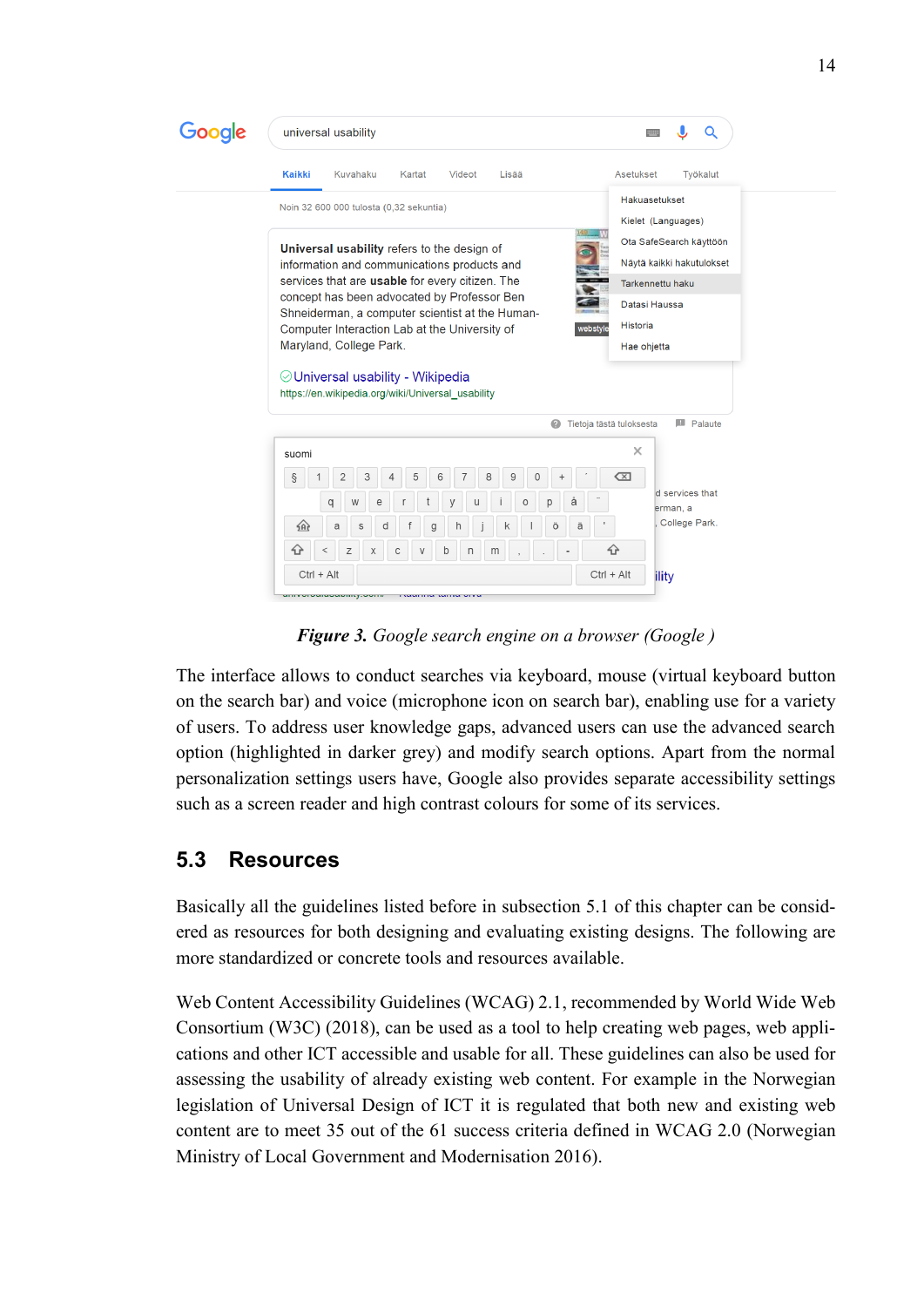***Figure 3.*** *Google search engine on a browser (Google )*

The interface allows to conduct searches via keyboard, mouse (virtual keyboard button on the search bar) and voice (microphone icon on search bar), enabling use for a variety of users. To address user knowledge gaps, advanced users can use the advanced search option (highlighted in darker grey) and modify search options. Apart from the normal personalization settings users have, Google also provides separate accessibility settings such as a screen reader and high contrast colours for some of its services.

## 5.3 Resources

Basically all the guidelines listed before in subsection 5.1 of this chapter can be considered as resources for both designing and evaluating existing designs. The following are more standardized or concrete tools and resources available.

Web Content Accessibility Guidelines (WCAG) 2.1, recommended by World Wide Web Consortium (W3C) (2018), can be used as a tool to help creating web pages, web applications and other ICT accessible and usable for all. These guidelines can also be used for assessing the usability of already existing web content. For example in the Norwegian legislation of Universal Design of ICT it is regulated that both new and existing web content are to meet 35 out of the 61 success criteria defined in WCAG 2.0 (Norwegian Ministry of Local Government and Modernisation 2016).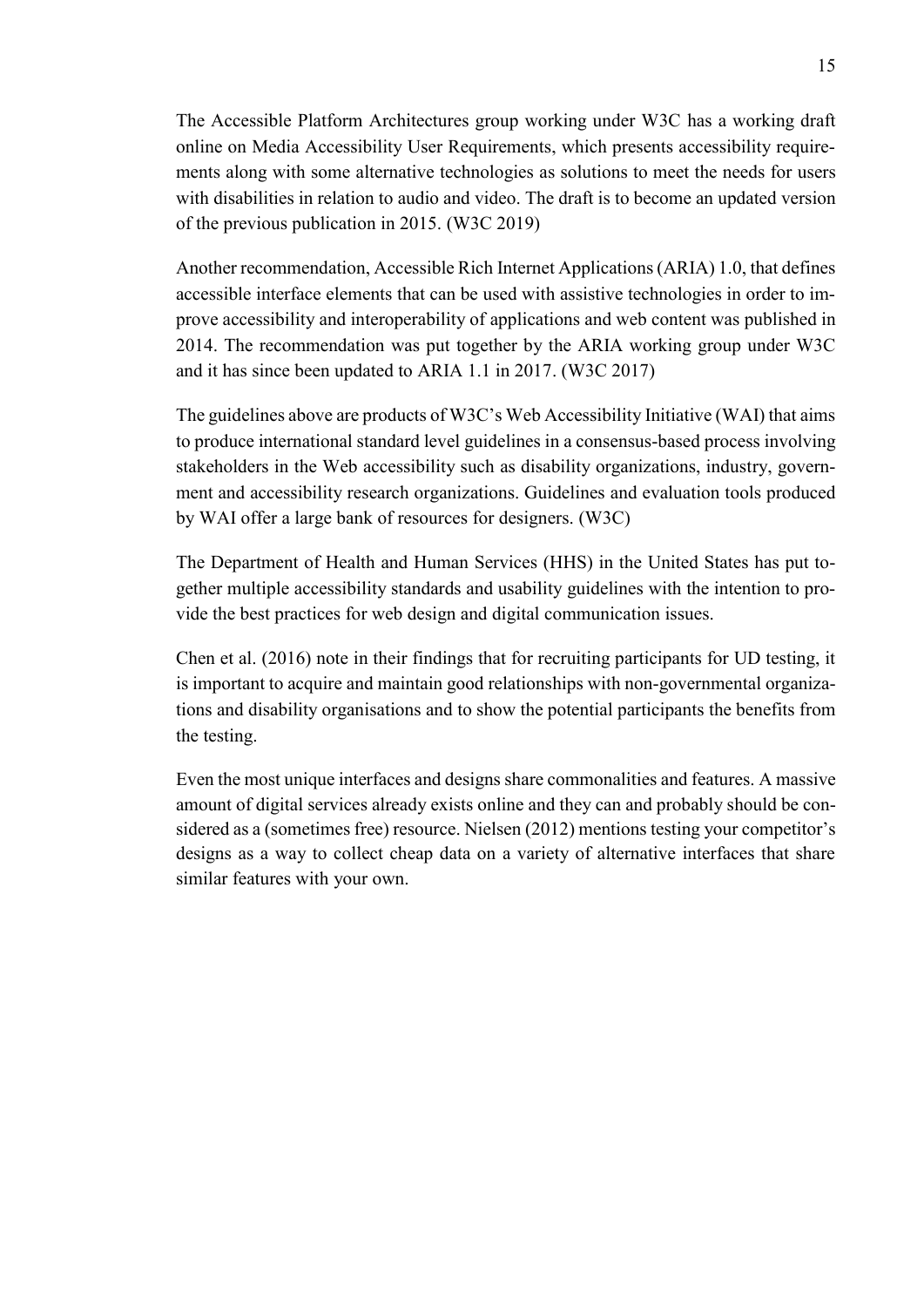The Accessible Platform Architectures group working under W3C has a working draft online on Media Accessibility User Requirements, which presents accessibility requirements along with some alternative technologies as solutions to meet the needs for users with disabilities in relation to audio and video. The draft is to become an updated version of the previous publication in 2015. (W3C 2019)

Another recommendation, Accessible Rich Internet Applications (ARIA) 1.0, that defines accessible interface elements that can be used with assistive technologies in order to improve accessibility and interoperability of applications and web content was published in 2014. The recommendation was put together by the ARIA working group under W3C and it has since been updated to ARIA 1.1 in 2017. (W3C 2017)

The guidelines above are products of W3C's Web Accessibility Initiative (WAI) that aims to produce international standard level guidelines in a consensus-based process involving stakeholders in the Web accessibility such as disability organizations, industry, government and accessibility research organizations. Guidelines and evaluation tools produced by WAI offer a large bank of resources for designers. (W3C)

The Department of Health and Human Services (HHS) in the United States has put together multiple accessibility standards and usability guidelines with the intention to provide the best practices for web design and digital communication issues.

Chen et al. (2016) note in their findings that for recruiting participants for UD testing, it is important to acquire and maintain good relationships with non-governmental organizations and disability organisations and to show the potential participants the benefits from the testing.

Even the most unique interfaces and designs share commonalities and features. A massive amount of digital services already exists online and they can and probably should be considered as a (sometimes free) resource. Nielsen (2012) mentions testing your competitor's designs as a way to collect cheap data on a variety of alternative interfaces that share similar features with your own.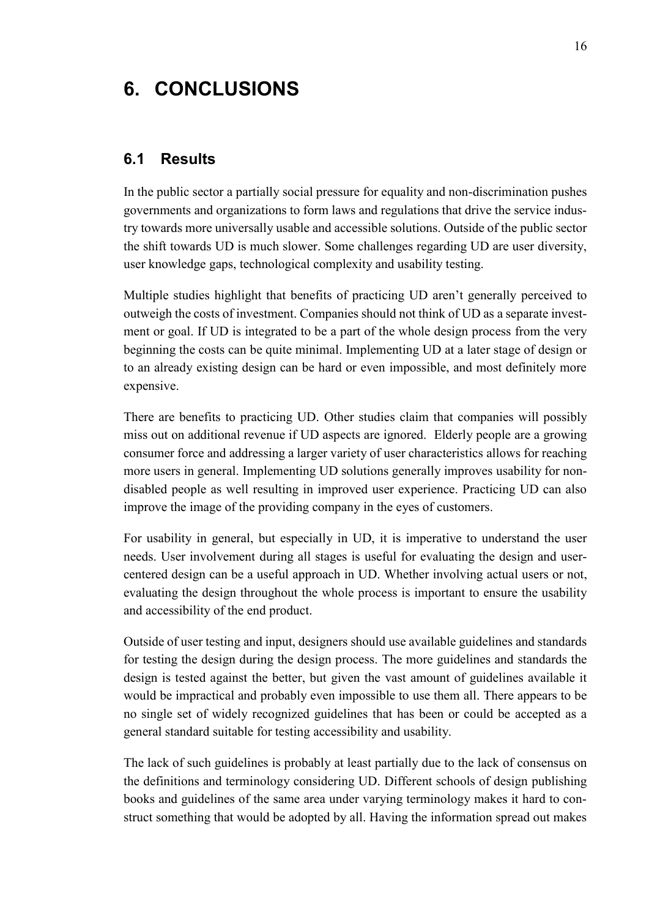# 6. CONCLUSIONS

## 6.1 Results

In the public sector a partially social pressure for equality and non-discrimination pushes governments and organizations to form laws and regulations that drive the service industry towards more universally usable and accessible solutions. Outside of the public sector the shift towards UD is much slower. Some challenges regarding UD are user diversity, user knowledge gaps, technological complexity and usability testing.

Multiple studies highlight that benefits of practicing UD aren't generally perceived to outweigh the costs of investment. Companies should not think of UD as a separate investment or goal. If UD is integrated to be a part of the whole design process from the very beginning the costs can be quite minimal. Implementing UD at a later stage of design or to an already existing design can be hard or even impossible, and most definitely more expensive.

There are benefits to practicing UD. Other studies claim that companies will possibly miss out on additional revenue if UD aspects are ignored. Elderly people are a growing consumer force and addressing a larger variety of user characteristics allows for reaching more users in general. Implementing UD solutions generally improves usability for non-disabled people as well resulting in improved user experience. Practicing UD can also improve the image of the providing company in the eyes of customers.

For usability in general, but especially in UD, it is imperative to understand the user needs. User involvement during all stages is useful for evaluating the design and user-centered design can be a useful approach in UD. Whether involving actual users or not, evaluating the design throughout the whole process is important to ensure the usability and accessibility of the end product.

Outside of user testing and input, designers should use available guidelines and standards for testing the design during the design process. The more guidelines and standards the design is tested against the better, but given the vast amount of guidelines available it would be impractical and probably even impossible to use them all. There appears to be no single set of widely recognized guidelines that has been or could be accepted as a general standard suitable for testing accessibility and usability.

The lack of such guidelines is probably at least partially due to the lack of consensus on the definitions and terminology considering UD. Different schools of design publishing books and guidelines of the same area under varying terminology makes it hard to construct something that would be adopted by all. Having the information spread out makes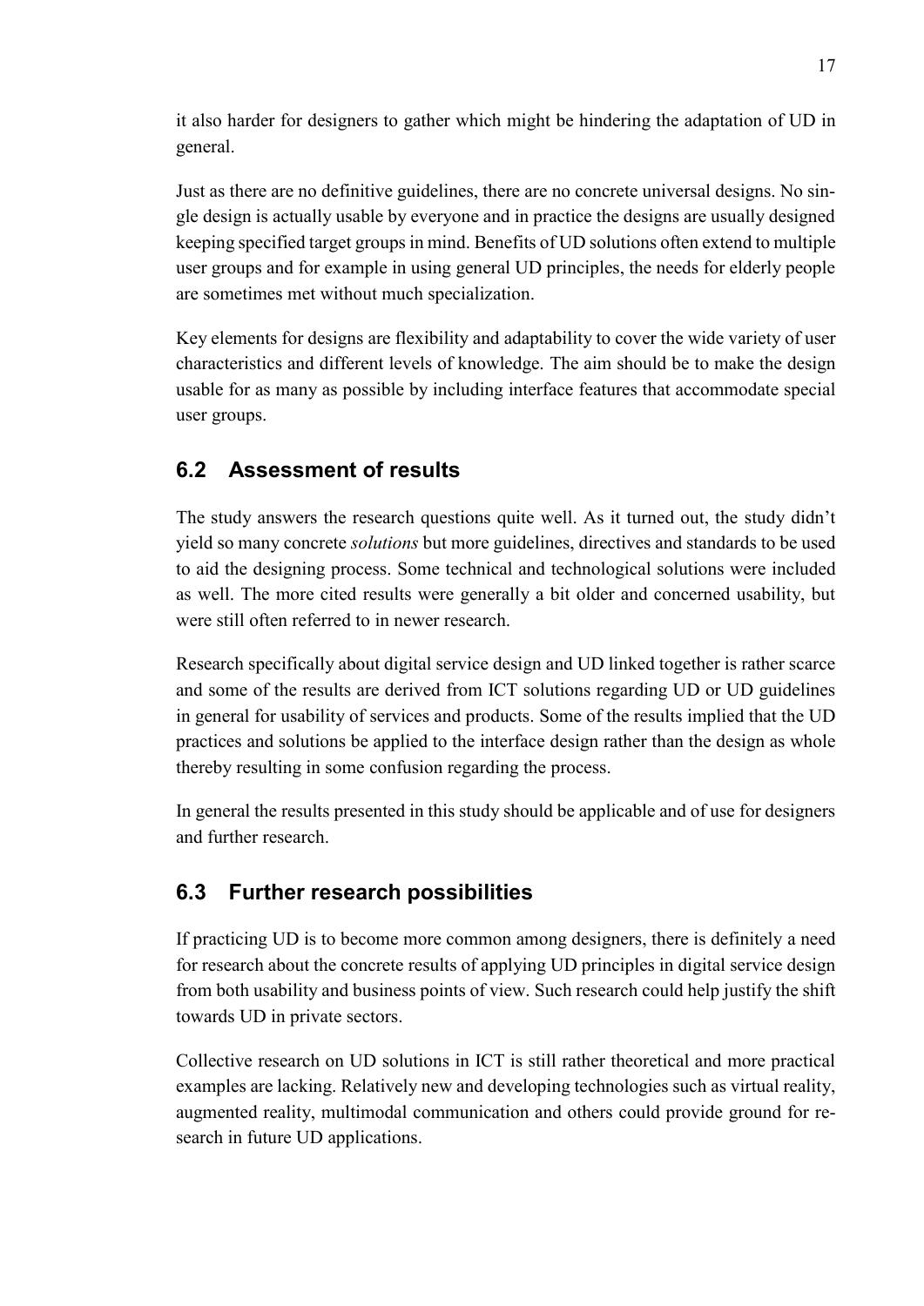it also harder for designers to gather which might be hindering the adaptation of UD in general.

Just as there are no definitive guidelines, there are no concrete universal designs. No single design is actually usable by everyone and in practice the designs are usually designed keeping specified target groups in mind. Benefits of UD solutions often extend to multiple user groups and for example in using general UD principles, the needs for elderly people are sometimes met without much specialization.

Key elements for designs are flexibility and adaptability to cover the wide variety of user characteristics and different levels of knowledge. The aim should be to make the design usable for as many as possible by including interface features that accommodate special user groups.

## 6.2 Assessment of results

The study answers the research questions quite well. As it turned out, the study didn't yield so many concrete *solutions* but more guidelines, directives and standards to be used to aid the designing process. Some technical and technological solutions were included as well. The more cited results were generally a bit older and concerned usability, but were still often referred to in newer research.

Research specifically about digital service design and UD linked together is rather scarce and some of the results are derived from ICT solutions regarding UD or UD guidelines in general for usability of services and products. Some of the results implied that the UD practices and solutions be applied to the interface design rather than the design as whole thereby resulting in some confusion regarding the process.

In general the results presented in this study should be applicable and of use for designers and further research.

## 6.3 Further research possibilities

If practicing UD is to become more common among designers, there is definitely a need for research about the concrete results of applying UD principles in digital service design from both usability and business points of view. Such research could help justify the shift towards UD in private sectors.

Collective research on UD solutions in ICT is still rather theoretical and more practical examples are lacking. Relatively new and developing technologies such as virtual reality, augmented reality, multimodal communication and others could provide ground for research in future UD applications.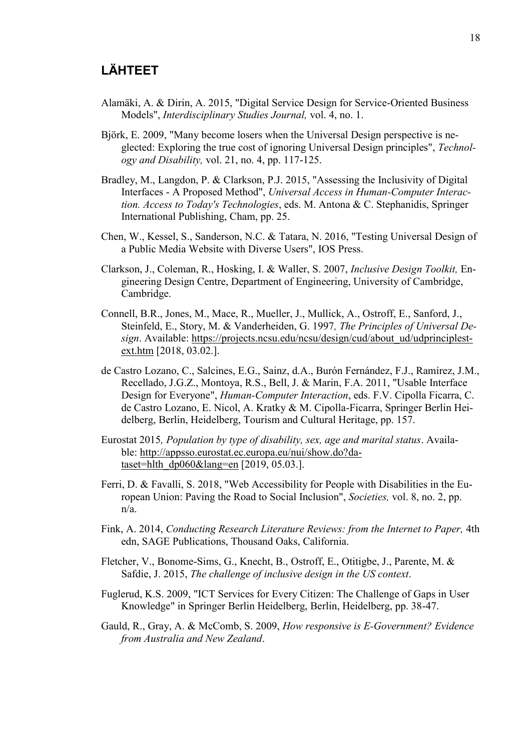## LÄHTEET

Alamäki, A. & Dirin, A. 2015, "Digital Service Design for Service-Oriented Business Models", *Interdisciplinary Studies Journal,* vol. 4, no. 1.

Björk, E. 2009, "Many become losers when the Universal Design perspective is neglected: Exploring the true cost of ignoring Universal Design principles", *Technology and Disability,* vol. 21, no. 4, pp. 117-125.

Bradley, M., Langdon, P. & Clarkson, P.J. 2015, "Assessing the Inclusivity of Digital Interfaces - A Proposed Method", *Universal Access in Human-Computer Interaction. Access to Today's Technologies*, eds. M. Antona & C. Stephanidis, Springer International Publishing, Cham, pp. 25.

Chen, W., Kessel, S., Sanderson, N.C. & Tatara, N. 2016, "Testing Universal Design of a Public Media Website with Diverse Users", IOS Press.

Clarkson, J., Coleman, R., Hosking, I. & Waller, S. 2007, *Inclusive Design Toolkit,* Engineering Design Centre, Department of Engineering, University of Cambridge, Cambridge.

Connell, B.R., Jones, M., Mace, R., Mueller, J., Mullick, A., Ostroff, E., Sanford, J., Steinfeld, E., Story, M. & Vanderheiden, G. 1997*, The Principles of Universal Design*. Available: https://projects.ncsu.edu/ncsu/design/cud/about_ud/udprinciplestext.htm [2018, 03.02.].

de Castro Lozano, C., Salcines, E.G., Sainz, d.A., Burón Fernández, F.J., Ramírez, J.M., Recellado, J.G.Z., Montoya, R.S., Bell, J. & Marin, F.A. 2011, "Usable Interface Design for Everyone", *Human-Computer Interaction*, eds. F.V. Cipolla Ficarra, C. de Castro Lozano, E. Nicol, A. Kratky & M. Cipolla-Ficarra, Springer Berlin Heidelberg, Berlin, Heidelberg, Tourism and Cultural Heritage, pp. 157.

Eurostat 2015*, Population by type of disability, sex, age and marital status*. Available: http://appsso.eurostat.ec.europa.eu/nui/show.do?dataset=hlth_dp060&lang=en [2019, 05.03.].

Ferri, D. & Favalli, S. 2018, "Web Accessibility for People with Disabilities in the European Union: Paving the Road to Social Inclusion", *Societies,* vol. 8, no. 2, pp. n/a.

Fink, A. 2014, *Conducting Research Literature Reviews: from the Internet to Paper,* 4th edn, SAGE Publications, Thousand Oaks, California.

Fletcher, V., Bonome-Sims, G., Knecht, B., Ostroff, E., Otitigbe, J., Parente, M. & Safdie, J. 2015, *The challenge of inclusive design in the US context*.

Fuglerud, K.S. 2009, "ICT Services for Every Citizen: The Challenge of Gaps in User Knowledge" in Springer Berlin Heidelberg, Berlin, Heidelberg, pp. 38-47.

Gauld, R., Gray, A. & McComb, S. 2009, *How responsive is E-Government? Evidence from Australia and New Zealand*.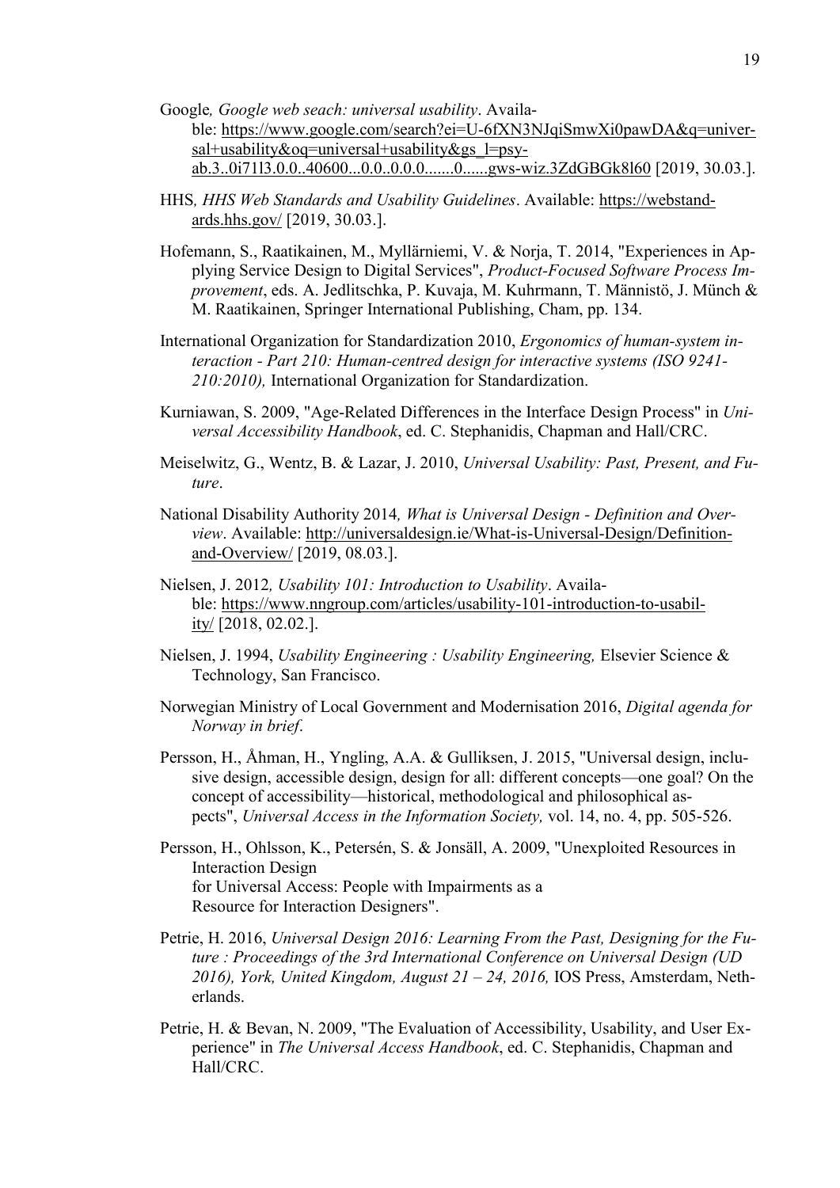Google*, Google web seach: universal usability*. Available: https://www.google.com/search?ei=U-6fXN3NJqiSmwXi0pawDA&q=universal+usability&oq=universal+usability&gs_l=psy-ab.3..0i71l3.0.0..40600...0.0..0.0.0.......0......gws-wiz.3ZdGBGk8l60 [2019, 30.03.].

HHS*, HHS Web Standards and Usability Guidelines*. Available: https://webstandards.hhs.gov/ [2019, 30.03.].

Hofemann, S., Raatikainen, M., Myllärniemi, V. & Norja, T. 2014, "Experiences in Applying Service Design to Digital Services", *Product-Focused Software Process Improvement*, eds. A. Jedlitschka, P. Kuvaja, M. Kuhrmann, T. Männistö, J. Münch & M. Raatikainen, Springer International Publishing, Cham, pp. 134.

International Organization for Standardization 2010, *Ergonomics of human-system interaction - Part 210: Human-centred design for interactive systems (ISO 9241-210:2010),* International Organization for Standardization.

Kurniawan, S. 2009, "Age-Related Differences in the Interface Design Process" in *Universal Accessibility Handbook*, ed. C. Stephanidis, Chapman and Hall/CRC.

Meiselwitz, G., Wentz, B. & Lazar, J. 2010, *Universal Usability: Past, Present, and Future*.

National Disability Authority 2014*, What is Universal Design - Definition and Overview*. Available: http://universaldesign.ie/What-is-Universal-Design/Definition-and-Overview/ [2019, 08.03.].

Nielsen, J. 2012*, Usability 101: Introduction to Usability*. Available: https://www.nngroup.com/articles/usability-101-introduction-to-usability/ [2018, 02.02.].

Nielsen, J. 1994, *Usability Engineering : Usability Engineering,* Elsevier Science & Technology, San Francisco.

Norwegian Ministry of Local Government and Modernisation 2016, *Digital agenda for Norway in brief*.

Persson, H., Åhman, H., Yngling, A.A. & Gulliksen, J. 2015, "Universal design, inclusive design, accessible design, design for all: different concepts—one goal? On the concept of accessibility—historical, methodological and philosophical aspects", *Universal Access in the Information Society,* vol. 14, no. 4, pp. 505-526.

Persson, H., Ohlsson, K., Petersén, S. & Jonsäll, A. 2009, "Unexploited Resources in Interaction Design
for Universal Access: People with Impairments as a
Resource for Interaction Designers".

Petrie, H. 2016, *Universal Design 2016: Learning From the Past, Designing for the Future : Proceedings of the 3rd International Conference on Universal Design (UD 2016), York, United Kingdom, August 21 – 24, 2016,* IOS Press, Amsterdam, Netherlands.

Petrie, H. & Bevan, N. 2009, "The Evaluation of Accessibility, Usability, and User Experience" in *The Universal Access Handbook*, ed. C. Stephanidis, Chapman and Hall/CRC.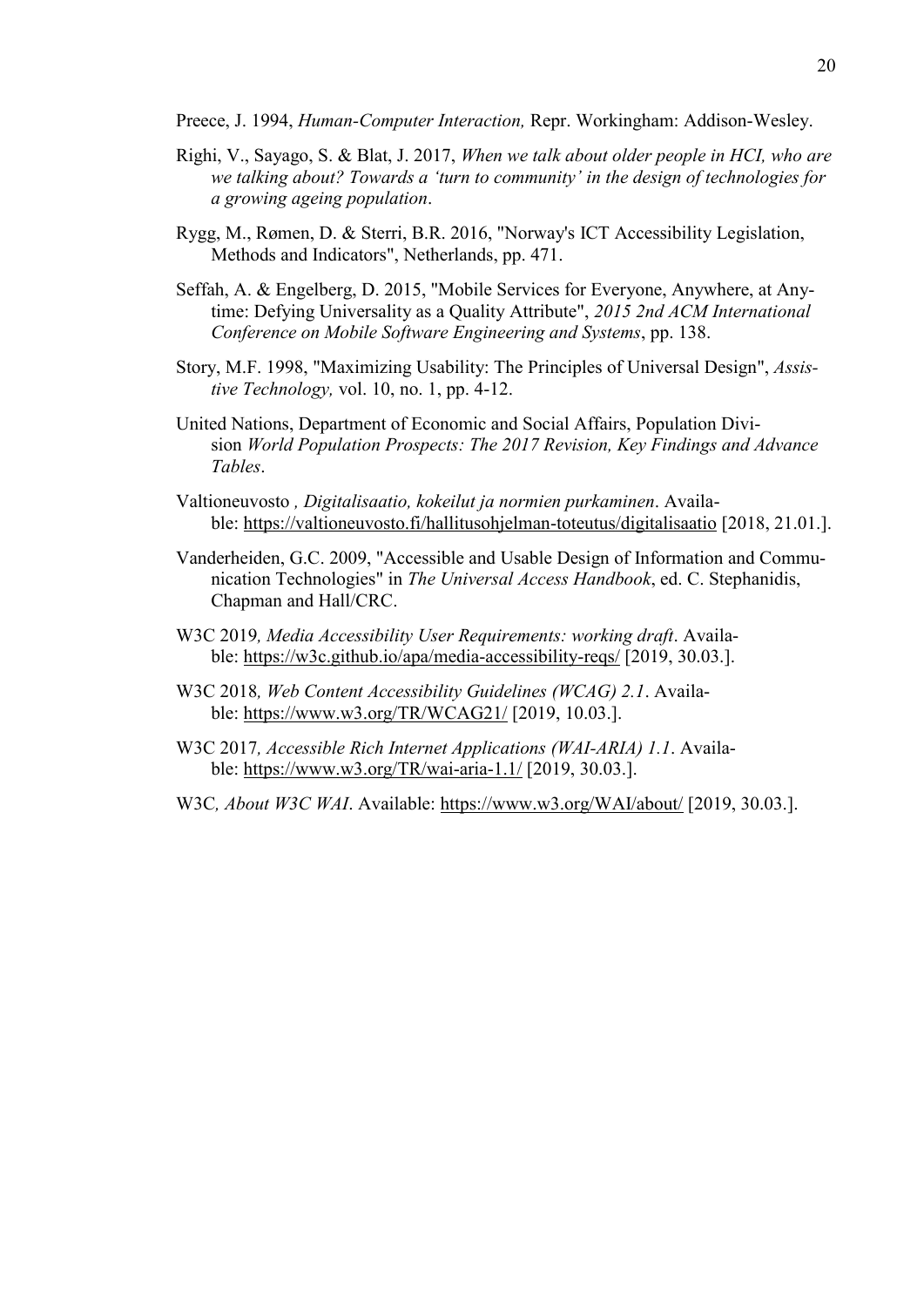Preece, J. 1994, *Human-Computer Interaction,* Repr. Workingham: Addison-Wesley.

Righi, V., Sayago, S. & Blat, J. 2017, *When we talk about older people in HCI, who are we talking about? Towards a 'turn to community' in the design of technologies for a growing ageing population*.

Rygg, M., Rømen, D. & Sterri, B.R. 2016, "Norway's ICT Accessibility Legislation, Methods and Indicators", Netherlands, pp. 471.

Seffah, A. & Engelberg, D. 2015, "Mobile Services for Everyone, Anywhere, at Anytime: Defying Universality as a Quality Attribute", *2015 2nd ACM International Conference on Mobile Software Engineering and Systems*, pp. 138.

Story, M.F. 1998, "Maximizing Usability: The Principles of Universal Design", *Assistive Technology,* vol. 10, no. 1, pp. 4-12.

United Nations, Department of Economic and Social Affairs, Population Division *World Population Prospects: The 2017 Revision, Key Findings and Advance Tables*.

Valtioneuvosto *, Digitalisaatio, kokeilut ja normien purkaminen*. Available: https://valtioneuvosto.fi/hallitusohjelman-toteutus/digitalisaatio [2018, 21.01.].

Vanderheiden, G.C. 2009, "Accessible and Usable Design of Information and Communication Technologies" in *The Universal Access Handbook*, ed. C. Stephanidis, Chapman and Hall/CRC.

W3C 2019*, Media Accessibility User Requirements: working draft*. Available: https://w3c.github.io/apa/media-accessibility-reqs/ [2019, 30.03.].

W3C 2018*, Web Content Accessibility Guidelines (WCAG) 2.1*. Available: https://www.w3.org/TR/WCAG21/ [2019, 10.03.].

W3C 2017*, Accessible Rich Internet Applications (WAI-ARIA) 1.1*. Available: https://www.w3.org/TR/wai-aria-1.1/ [2019, 30.03.].

W3C*, About W3C WAI*. Available: https://www.w3.org/WAI/about/ [2019, 30.03.].